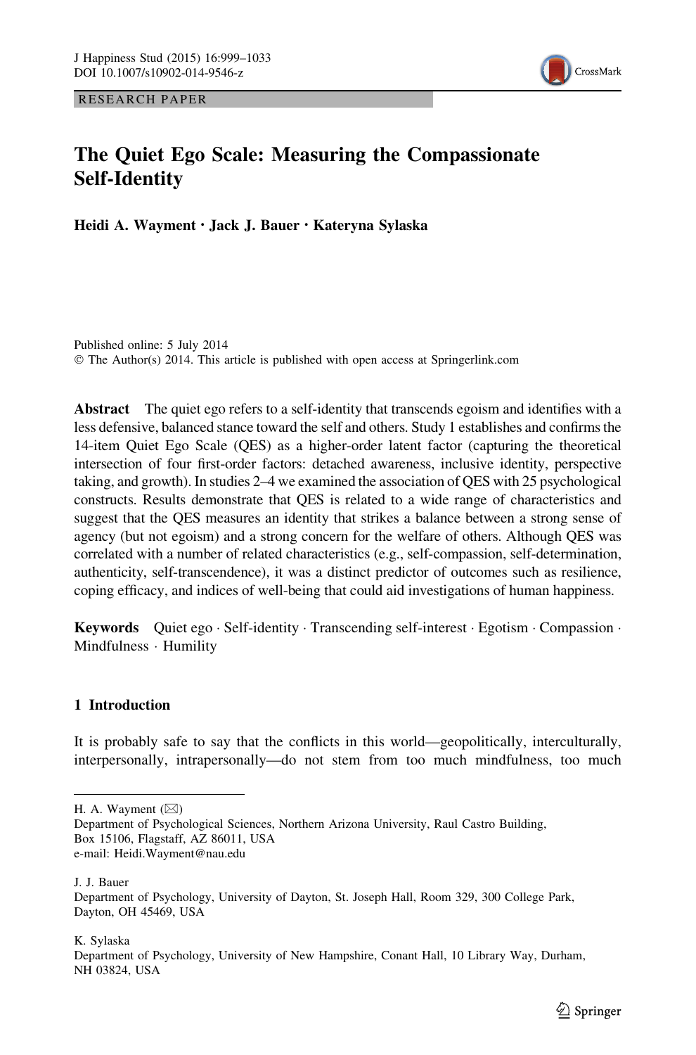RESEARCH PAPER

# The Quiet Ego Scale: Measuring the Compassionate Self-Identity

**Heidi A. Wayment · Jack J. Bauer · Kateryna Sylaska**

Published online: 5 July 2014
© The Author(s) 2014. This article is published with open access at Springerlink.com

**Abstract** The quiet ego refers to a self-identity that transcends egoism and identifies with a less defensive, balanced stance toward the self and others. Study 1 establishes and confirms the 14-item Quiet Ego Scale (QES) as a higher-order latent factor (capturing the theoretical intersection of four first-order factors: detached awareness, inclusive identity, perspective taking, and growth). In studies 2–4 we examined the association of QES with 25 psychological constructs. Results demonstrate that QES is related to a wide range of characteristics and suggest that the QES measures an identity that strikes a balance between a strong sense of agency (but not egoism) and a strong concern for the welfare of others. Although QES was correlated with a number of related characteristics (e.g., self-compassion, self-determination, authenticity, self-transcendence), it was a distinct predictor of outcomes such as resilience, coping efficacy, and indices of well-being that could aid investigations of human happiness.

**Keywords** Quiet ego · Self-identity · Transcending self-interest · Egotism · Compassion · Mindfulness · Humility

## 1 Introduction

It is probably safe to say that the conflicts in this world—geopolitically, interculturally, interpersonally, intrapersonally—do not stem from too much mindfulness, too much

---

H. A. Wayment (✉)
Department of Psychological Sciences, Northern Arizona University, Raul Castro Building, Box 15106, Flagstaff, AZ 86011, USA
e-mail: Heidi.Wayment@nau.edu

J. J. Bauer
Department of Psychology, University of Dayton, St. Joseph Hall, Room 329, 300 College Park, Dayton, OH 45469, USA

K. Sylaska
Department of Psychology, University of New Hampshire, Conant Hall, 10 Library Way, Durham, NH 03824, USA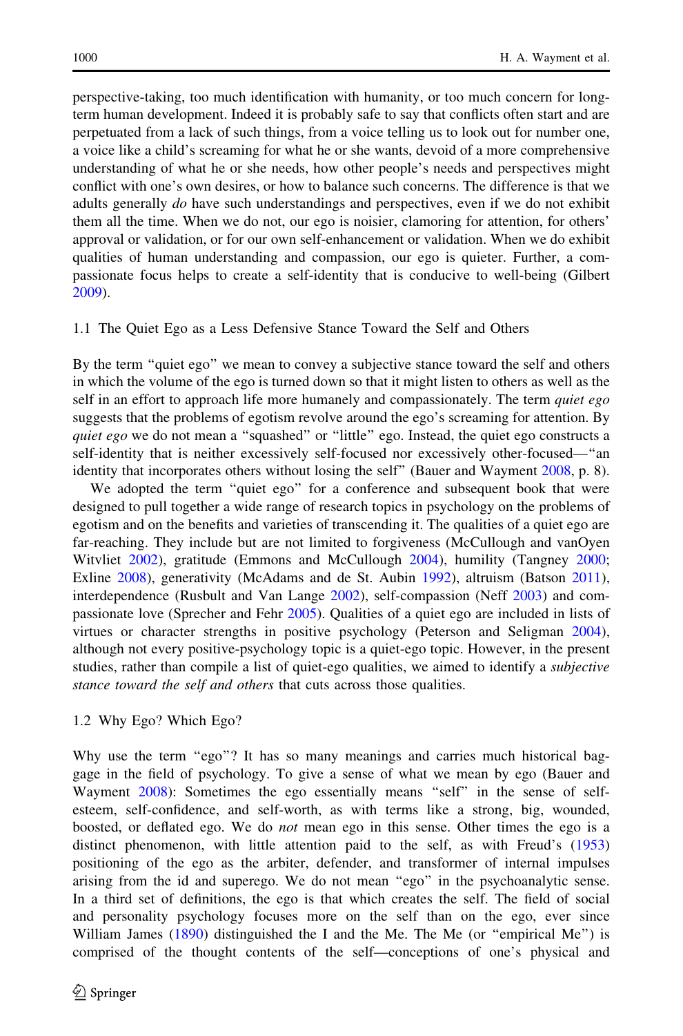perspective-taking, too much identification with humanity, or too much concern for long-term human development. Indeed it is probably safe to say that conflicts often start and are perpetuated from a lack of such things, from a voice telling us to look out for number one, a voice like a child's screaming for what he or she wants, devoid of a more comprehensive understanding of what he or she needs, how other people's needs and perspectives might conflict with one's own desires, or how to balance such concerns. The difference is that we adults generally *do* have such understandings and perspectives, even if we do not exhibit them all the time. When we do not, our ego is noisier, clamoring for attention, for others' approval or validation, or for our own self-enhancement or validation. When we do exhibit qualities of human understanding and compassion, our ego is quieter. Further, a compassionate focus helps to create a self-identity that is conducive to well-being (Gilbert 2009).

### 1.1 The Quiet Ego as a Less Defensive Stance Toward the Self and Others

By the term "quiet ego" we mean to convey a subjective stance toward the self and others in which the volume of the ego is turned down so that it might listen to others as well as the self in an effort to approach life more humanely and compassionately. The term *quiet ego* suggests that the problems of egotism revolve around the ego's screaming for attention. By *quiet ego* we do not mean a "squashed" or "little" ego. Instead, the quiet ego constructs a self-identity that is neither excessively self-focused nor excessively other-focused—"an identity that incorporates others without losing the self" (Bauer and Wayment 2008, p. 8).

We adopted the term "quiet ego" for a conference and subsequent book that were designed to pull together a wide range of research topics in psychology on the problems of egotism and on the benefits and varieties of transcending it. The qualities of a quiet ego are far-reaching. They include but are not limited to forgiveness (McCullough and vanOyen Witvliet 2002), gratitude (Emmons and McCullough 2004), humility (Tangney 2000; Exline 2008), generativity (McAdams and de St. Aubin 1992), altruism (Batson 2011), interdependence (Rusbult and Van Lange 2002), self-compassion (Neff 2003) and compassionate love (Sprecher and Fehr 2005). Qualities of a quiet ego are included in lists of virtues or character strengths in positive psychology (Peterson and Seligman 2004), although not every positive-psychology topic is a quiet-ego topic. However, in the present studies, rather than compile a list of quiet-ego qualities, we aimed to identify a *subjective stance toward the self and others* that cuts across those qualities.

### 1.2 Why Ego? Which Ego?

Why use the term "ego"? It has so many meanings and carries much historical baggage in the field of psychology. To give a sense of what we mean by ego (Bauer and Wayment 2008): Sometimes the ego essentially means "self" in the sense of self-esteem, self-confidence, and self-worth, as with terms like a strong, big, wounded, boosted, or deflated ego. We do *not* mean ego in this sense. Other times the ego is a distinct phenomenon, with little attention paid to the self, as with Freud's (1953) positioning of the ego as the arbiter, defender, and transformer of internal impulses arising from the id and superego. We do not mean "ego" in the psychoanalytic sense. In a third set of definitions, the ego is that which creates the self. The field of social and personality psychology focuses more on the self than on the ego, ever since William James (1890) distinguished the I and the Me. The Me (or "empirical Me") is comprised of the thought contents of the self—conceptions of one's physical and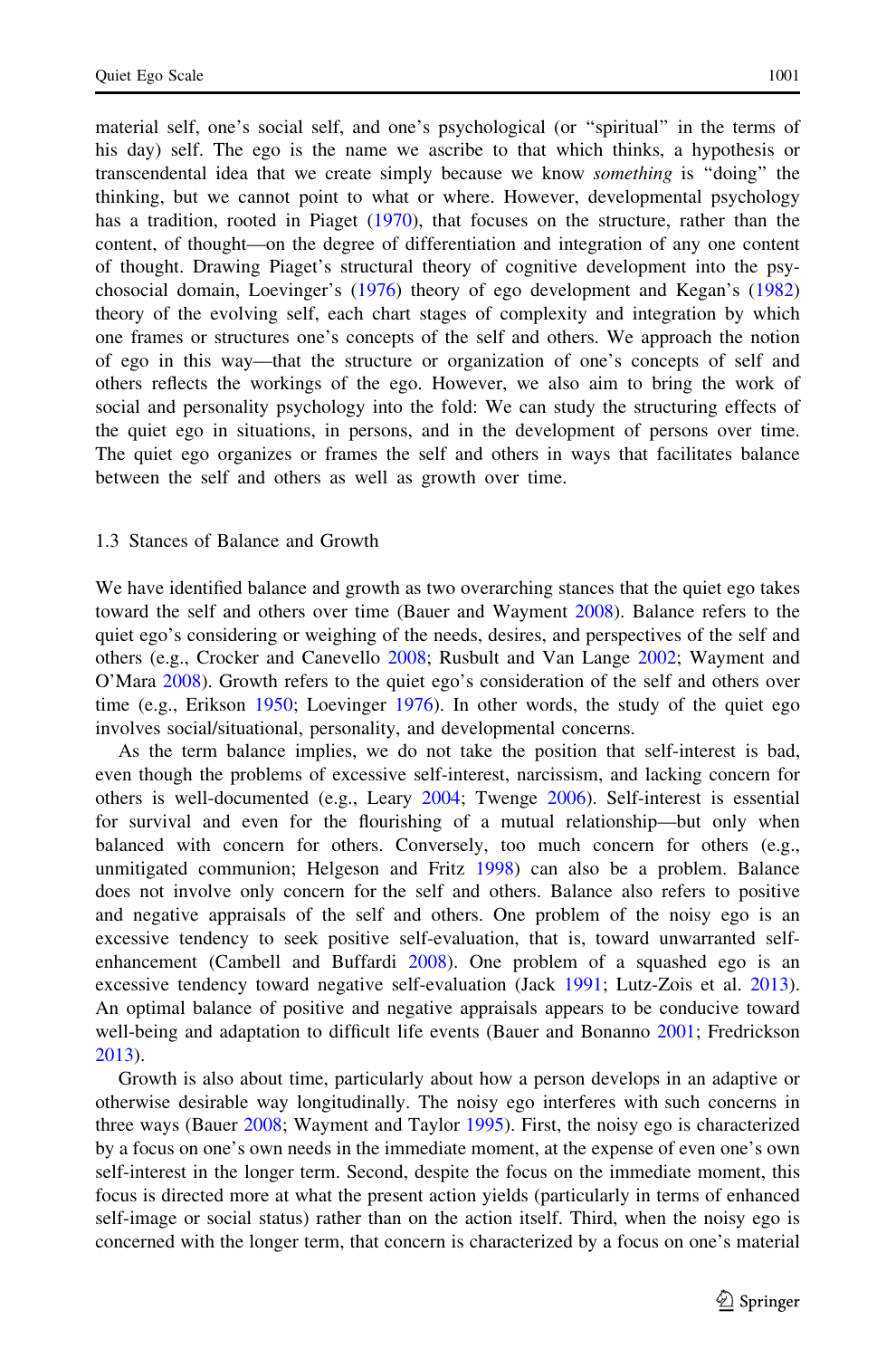material self, one's social self, and one's psychological (or "spiritual" in the terms of his day) self. The ego is the name we ascribe to that which thinks, a hypothesis or transcendental idea that we create simply because we know *something* is "doing" the thinking, but we cannot point to what or where. However, developmental psychology has a tradition, rooted in Piaget (1970), that focuses on the structure, rather than the content, of thought—on the degree of differentiation and integration of any one content of thought. Drawing Piaget's structural theory of cognitive development into the psychosocial domain, Loevinger's (1976) theory of ego development and Kegan's (1982) theory of the evolving self, each chart stages of complexity and integration by which one frames or structures one's concepts of the self and others. We approach the notion of ego in this way—that the structure or organization of one's concepts of self and others reflects the workings of the ego. However, we also aim to bring the work of social and personality psychology into the fold: We can study the structuring effects of the quiet ego in situations, in persons, and in the development of persons over time. The quiet ego organizes or frames the self and others in ways that facilitates balance between the self and others as well as growth over time.

### 1.3 Stances of Balance and Growth

We have identified balance and growth as two overarching stances that the quiet ego takes toward the self and others over time (Bauer and Wayment 2008). Balance refers to the quiet ego's considering or weighing of the needs, desires, and perspectives of the self and others (e.g., Crocker and Canevello 2008; Rusbult and Van Lange 2002; Wayment and O'Mara 2008). Growth refers to the quiet ego's consideration of the self and others over time (e.g., Erikson 1950; Loevinger 1976). In other words, the study of the quiet ego involves social/situational, personality, and developmental concerns.

As the term balance implies, we do not take the position that self-interest is bad, even though the problems of excessive self-interest, narcissism, and lacking concern for others is well-documented (e.g., Leary 2004; Twenge 2006). Self-interest is essential for survival and even for the flourishing of a mutual relationship—but only when balanced with concern for others. Conversely, too much concern for others (e.g., unmitigated communion; Helgeson and Fritz 1998) can also be a problem. Balance does not involve only concern for the self and others. Balance also refers to positive and negative appraisals of the self and others. One problem of the noisy ego is an excessive tendency to seek positive self-evaluation, that is, toward unwarranted self-enhancement (Cambell and Buffardi 2008). One problem of a squashed ego is an excessive tendency toward negative self-evaluation (Jack 1991; Lutz-Zois et al. 2013). An optimal balance of positive and negative appraisals appears to be conducive toward well-being and adaptation to difficult life events (Bauer and Bonanno 2001; Fredrickson 2013).

Growth is also about time, particularly about how a person develops in an adaptive or otherwise desirable way longitudinally. The noisy ego interferes with such concerns in three ways (Bauer 2008; Wayment and Taylor 1995). First, the noisy ego is characterized by a focus on one's own needs in the immediate moment, at the expense of even one's own self-interest in the longer term. Second, despite the focus on the immediate moment, this focus is directed more at what the present action yields (particularly in terms of enhanced self-image or social status) rather than on the action itself. Third, when the noisy ego is concerned with the longer term, that concern is characterized by a focus on one's material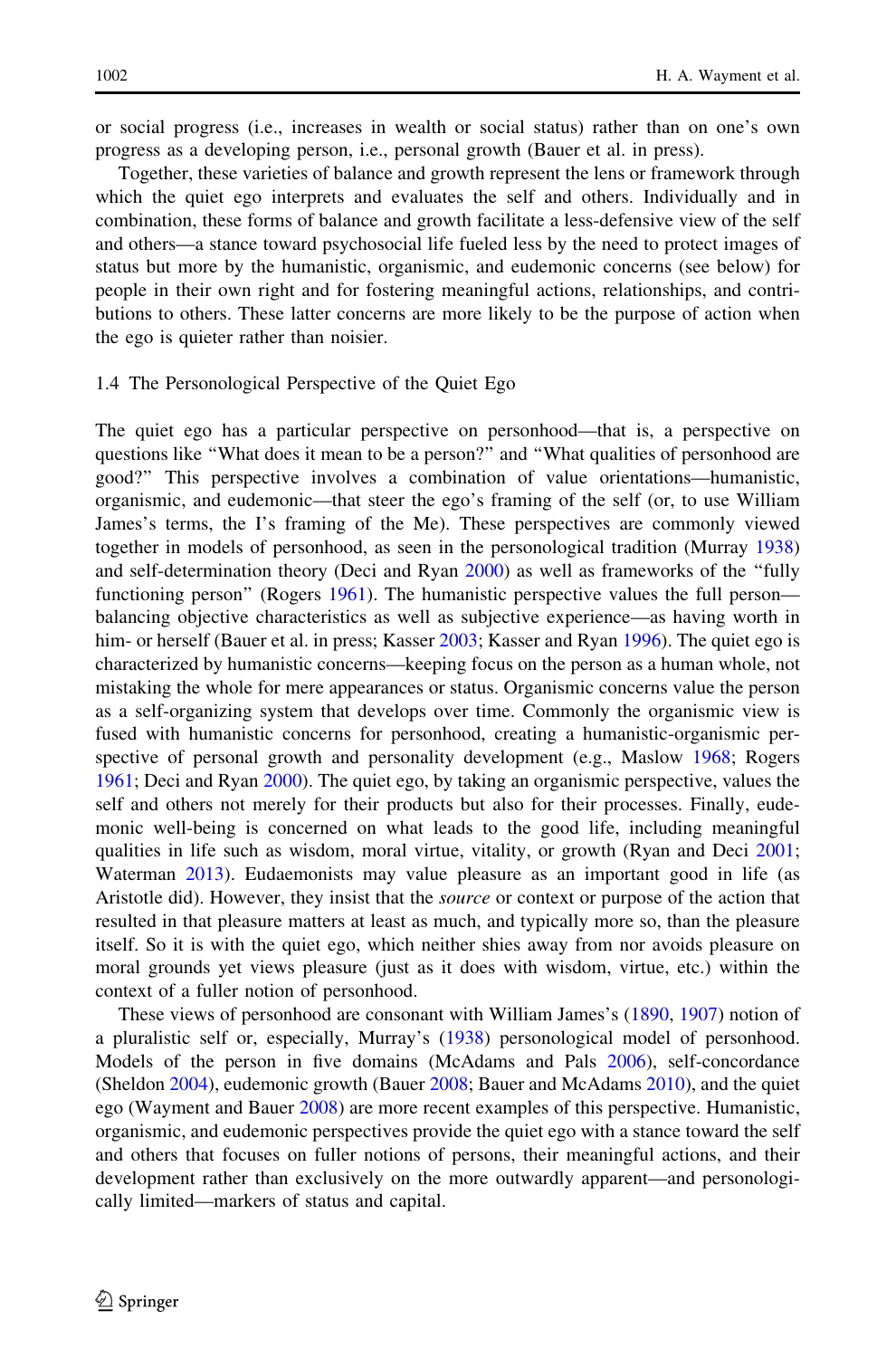or social progress (i.e., increases in wealth or social status) rather than on one's own progress as a developing person, i.e., personal growth (Bauer et al. in press).

Together, these varieties of balance and growth represent the lens or framework through which the quiet ego interprets and evaluates the self and others. Individually and in combination, these forms of balance and growth facilitate a less-defensive view of the self and others—a stance toward psychosocial life fueled less by the need to protect images of status but more by the humanistic, organismic, and eudemonic concerns (see below) for people in their own right and for fostering meaningful actions, relationships, and contributions to others. These latter concerns are more likely to be the purpose of action when the ego is quieter rather than noisier.

### 1.4 The Personological Perspective of the Quiet Ego

The quiet ego has a particular perspective on personhood—that is, a perspective on questions like "What does it mean to be a person?" and "What qualities of personhood are good?" This perspective involves a combination of value orientations—humanistic, organismic, and eudemonic—that steer the ego's framing of the self (or, to use William James's terms, the I's framing of the Me). These perspectives are commonly viewed together in models of personhood, as seen in the personological tradition (Murray 1938) and self-determination theory (Deci and Ryan 2000) as well as frameworks of the "fully functioning person" (Rogers 1961). The humanistic perspective values the full person—balancing objective characteristics as well as subjective experience—as having worth in him- or herself (Bauer et al. in press; Kasser 2003; Kasser and Ryan 1996). The quiet ego is characterized by humanistic concerns—keeping focus on the person as a human whole, not mistaking the whole for mere appearances or status. Organismic concerns value the person as a self-organizing system that develops over time. Commonly the organismic view is fused with humanistic concerns for personhood, creating a humanistic-organismic perspective of personal growth and personality development (e.g., Maslow 1968; Rogers 1961; Deci and Ryan 2000). The quiet ego, by taking an organismic perspective, values the self and others not merely for their products but also for their processes. Finally, eudemonic well-being is concerned on what leads to the good life, including meaningful qualities in life such as wisdom, moral virtue, vitality, or growth (Ryan and Deci 2001; Waterman 2013). Eudaemonists may value pleasure as an important good in life (as Aristotle did). However, they insist that the *source* or context or purpose of the action that resulted in that pleasure matters at least as much, and typically more so, than the pleasure itself. So it is with the quiet ego, which neither shies away from nor avoids pleasure on moral grounds yet views pleasure (just as it does with wisdom, virtue, etc.) within the context of a fuller notion of personhood.

These views of personhood are consonant with William James's (1890, 1907) notion of a pluralistic self or, especially, Murray's (1938) personological model of personhood. Models of the person in five domains (McAdams and Pals 2006), self-concordance (Sheldon 2004), eudemonic growth (Bauer 2008; Bauer and McAdams 2010), and the quiet ego (Wayment and Bauer 2008) are more recent examples of this perspective. Humanistic, organismic, and eudemonic perspectives provide the quiet ego with a stance toward the self and others that focuses on fuller notions of persons, their meaningful actions, and their development rather than exclusively on the more outwardly apparent—and personologically limited—markers of status and capital.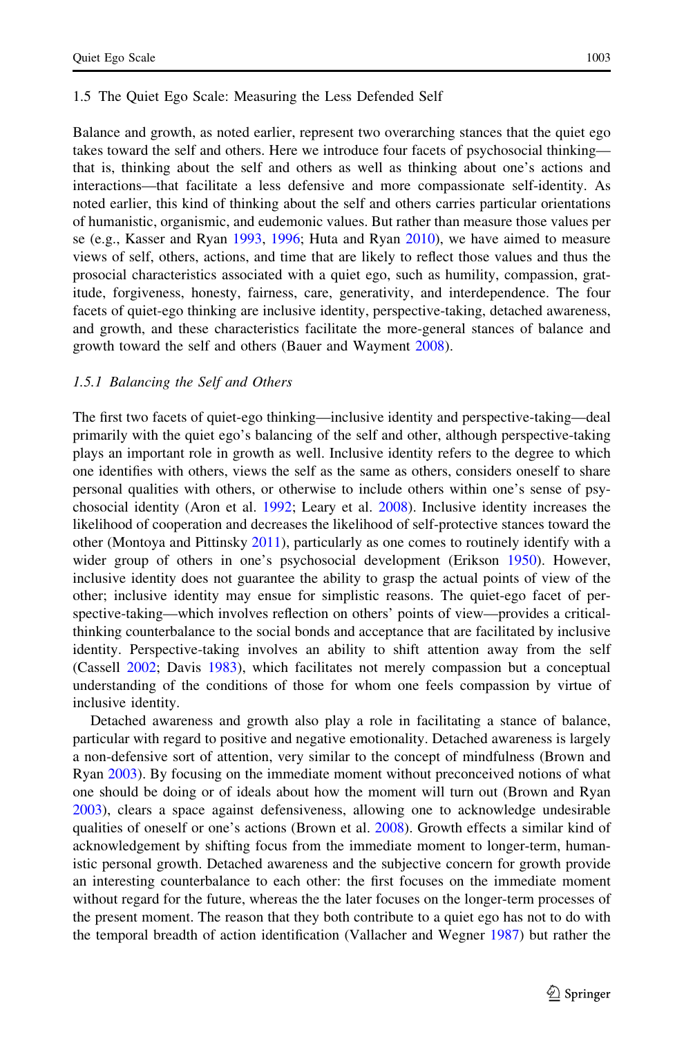### 1.5 The Quiet Ego Scale: Measuring the Less Defended Self

Balance and growth, as noted earlier, represent two overarching stances that the quiet ego takes toward the self and others. Here we introduce four facets of psychosocial thinking—that is, thinking about the self and others as well as thinking about one's actions and interactions—that facilitate a less defensive and more compassionate self-identity. As noted earlier, this kind of thinking about the self and others carries particular orientations of humanistic, organismic, and eudemonic values. But rather than measure those values per se (e.g., Kasser and Ryan 1993, 1996; Huta and Ryan 2010), we have aimed to measure views of self, others, actions, and time that are likely to reflect those values and thus the prosocial characteristics associated with a quiet ego, such as humility, compassion, gratitude, forgiveness, honesty, fairness, care, generativity, and interdependence. The four facets of quiet-ego thinking are inclusive identity, perspective-taking, detached awareness, and growth, and these characteristics facilitate the more-general stances of balance and growth toward the self and others (Bauer and Wayment 2008).

#### *1.5.1 Balancing the Self and Others*

The first two facets of quiet-ego thinking—inclusive identity and perspective-taking—deal primarily with the quiet ego's balancing of the self and other, although perspective-taking plays an important role in growth as well. Inclusive identity refers to the degree to which one identifies with others, views the self as the same as others, considers oneself to share personal qualities with others, or otherwise to include others within one's sense of psychosocial identity (Aron et al. 1992; Leary et al. 2008). Inclusive identity increases the likelihood of cooperation and decreases the likelihood of self-protective stances toward the other (Montoya and Pittinsky 2011), particularly as one comes to routinely identify with a wider group of others in one's psychosocial development (Erikson 1950). However, inclusive identity does not guarantee the ability to grasp the actual points of view of the other; inclusive identity may ensue for simplistic reasons. The quiet-ego facet of perspective-taking—which involves reflection on others' points of view—provides a critical-thinking counterbalance to the social bonds and acceptance that are facilitated by inclusive identity. Perspective-taking involves an ability to shift attention away from the self (Cassell 2002; Davis 1983), which facilitates not merely compassion but a conceptual understanding of the conditions of those for whom one feels compassion by virtue of inclusive identity.

Detached awareness and growth also play a role in facilitating a stance of balance, particular with regard to positive and negative emotionality. Detached awareness is largely a non-defensive sort of attention, very similar to the concept of mindfulness (Brown and Ryan 2003). By focusing on the immediate moment without preconceived notions of what one should be doing or of ideals about how the moment will turn out (Brown and Ryan 2003), clears a space against defensiveness, allowing one to acknowledge undesirable qualities of oneself or one's actions (Brown et al. 2008). Growth effects a similar kind of acknowledgement by shifting focus from the immediate moment to longer-term, humanistic personal growth. Detached awareness and the subjective concern for growth provide an interesting counterbalance to each other: the first focuses on the immediate moment without regard for the future, whereas the the later focuses on the longer-term processes of the present moment. The reason that they both contribute to a quiet ego has not to do with the temporal breadth of action identification (Vallacher and Wegner 1987) but rather the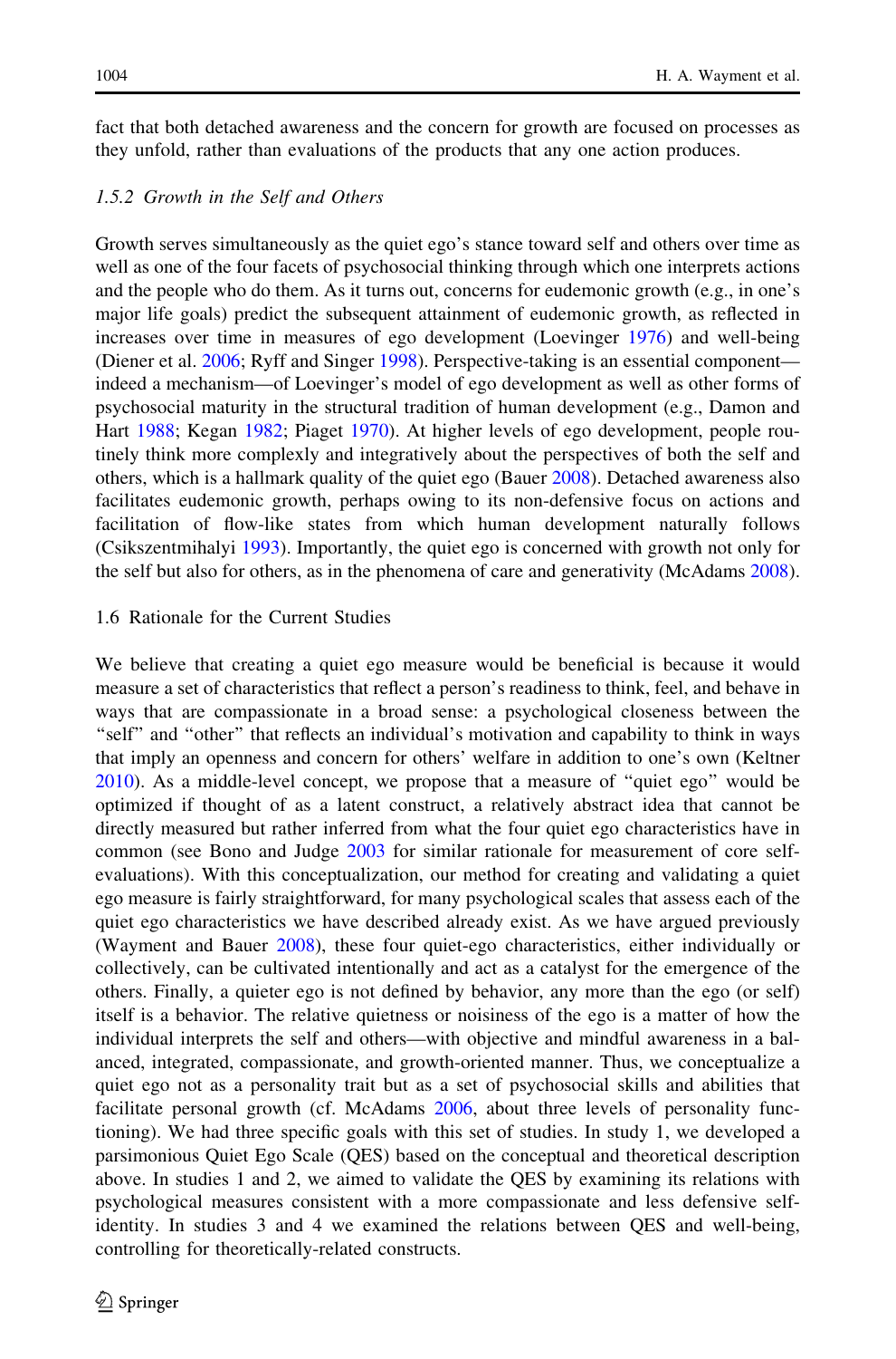fact that both detached awareness and the concern for growth are focused on processes as they unfold, rather than evaluations of the products that any one action produces.

### *1.5.2 Growth in the Self and Others*

Growth serves simultaneously as the quiet ego's stance toward self and others over time as well as one of the four facets of psychosocial thinking through which one interprets actions and the people who do them. As it turns out, concerns for eudemonic growth (e.g., in one's major life goals) predict the subsequent attainment of eudemonic growth, as reflected in increases over time in measures of ego development (Loevinger 1976) and well-being (Diener et al. 2006; Ryff and Singer 1998). Perspective-taking is an essential component—indeed a mechanism—of Loevinger's model of ego development as well as other forms of psychosocial maturity in the structural tradition of human development (e.g., Damon and Hart 1988; Kegan 1982; Piaget 1970). At higher levels of ego development, people routinely think more complexly and integratively about the perspectives of both the self and others, which is a hallmark quality of the quiet ego (Bauer 2008). Detached awareness also facilitates eudemonic growth, perhaps owing to its non-defensive focus on actions and facilitation of flow-like states from which human development naturally follows (Csikszentmihalyi 1993). Importantly, the quiet ego is concerned with growth not only for the self but also for others, as in the phenomena of care and generativity (McAdams 2008).

## 1.6 Rationale for the Current Studies

We believe that creating a quiet ego measure would be beneficial is because it would measure a set of characteristics that reflect a person's readiness to think, feel, and behave in ways that are compassionate in a broad sense: a psychological closeness between the "self" and "other" that reflects an individual's motivation and capability to think in ways that imply an openness and concern for others' welfare in addition to one's own (Keltner 2010). As a middle-level concept, we propose that a measure of "quiet ego" would be optimized if thought of as a latent construct, a relatively abstract idea that cannot be directly measured but rather inferred from what the four quiet ego characteristics have in common (see Bono and Judge 2003 for similar rationale for measurement of core self-evaluations). With this conceptualization, our method for creating and validating a quiet ego measure is fairly straightforward, for many psychological scales that assess each of the quiet ego characteristics we have described already exist. As we have argued previously (Wayment and Bauer 2008), these four quiet-ego characteristics, either individually or collectively, can be cultivated intentionally and act as a catalyst for the emergence of the others. Finally, a quieter ego is not defined by behavior, any more than the ego (or self) itself is a behavior. The relative quietness or noisiness of the ego is a matter of how the individual interprets the self and others—with objective and mindful awareness in a balanced, integrated, compassionate, and growth-oriented manner. Thus, we conceptualize a quiet ego not as a personality trait but as a set of psychosocial skills and abilities that facilitate personal growth (cf. McAdams 2006, about three levels of personality functioning). We had three specific goals with this set of studies. In study 1, we developed a parsimonious Quiet Ego Scale (QES) based on the conceptual and theoretical description above. In studies 1 and 2, we aimed to validate the QES by examining its relations with psychological measures consistent with a more compassionate and less defensive self-identity. In studies 3 and 4 we examined the relations between QES and well-being, controlling for theoretically-related constructs.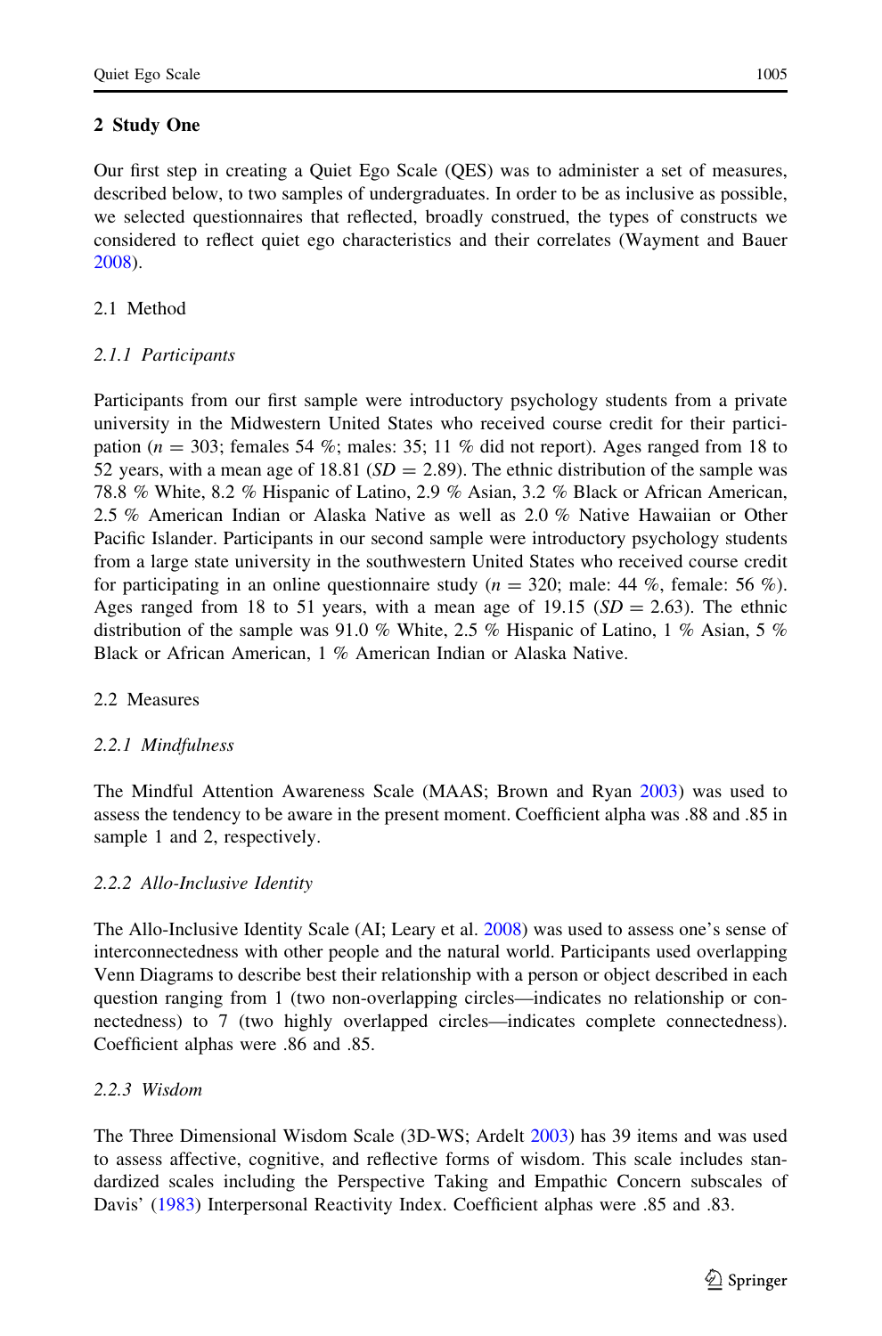## 2 Study One

Our first step in creating a Quiet Ego Scale (QES) was to administer a set of measures, described below, to two samples of undergraduates. In order to be as inclusive as possible, we selected questionnaires that reflected, broadly construed, the types of constructs we considered to reflect quiet ego characteristics and their correlates (Wayment and Bauer 2008).

### 2.1 Method

#### 2.1.1 Participants

Participants from our first sample were introductory psychology students from a private university in the Midwestern United States who received course credit for their participation ($n = 303$; females 54 %; males: 35; 11 % did not report). Ages ranged from 18 to 52 years, with a mean age of 18.81 ($SD = 2.89$). The ethnic distribution of the sample was 78.8 % White, 8.2 % Hispanic of Latino, 2.9 % Asian, 3.2 % Black or African American, 2.5 % American Indian or Alaska Native as well as 2.0 % Native Hawaiian or Other Pacific Islander. Participants in our second sample were introductory psychology students from a large state university in the southwestern United States who received course credit for participating in an online questionnaire study ($n = 320$; male: 44 %, female: 56 %). Ages ranged from 18 to 51 years, with a mean age of 19.15 ($SD = 2.63$). The ethnic distribution of the sample was 91.0 % White, 2.5 % Hispanic of Latino, 1 % Asian, 5 % Black or African American, 1 % American Indian or Alaska Native.

### 2.2 Measures

#### 2.2.1 Mindfulness

The Mindful Attention Awareness Scale (MAAS; Brown and Ryan 2003) was used to assess the tendency to be aware in the present moment. Coefficient alpha was .88 and .85 in sample 1 and 2, respectively.

#### 2.2.2 Allo-Inclusive Identity

The Allo-Inclusive Identity Scale (AI; Leary et al. 2008) was used to assess one's sense of interconnectedness with other people and the natural world. Participants used overlapping Venn Diagrams to describe best their relationship with a person or object described in each question ranging from 1 (two non-overlapping circles—indicates no relationship or connectedness) to 7 (two highly overlapped circles—indicates complete connectedness). Coefficient alphas were .86 and .85.

#### 2.2.3 Wisdom

The Three Dimensional Wisdom Scale (3D-WS; Ardelt 2003) has 39 items and was used to assess affective, cognitive, and reflective forms of wisdom. This scale includes standardized scales including the Perspective Taking and Empathic Concern subscales of Davis' (1983) Interpersonal Reactivity Index. Coefficient alphas were .85 and .83.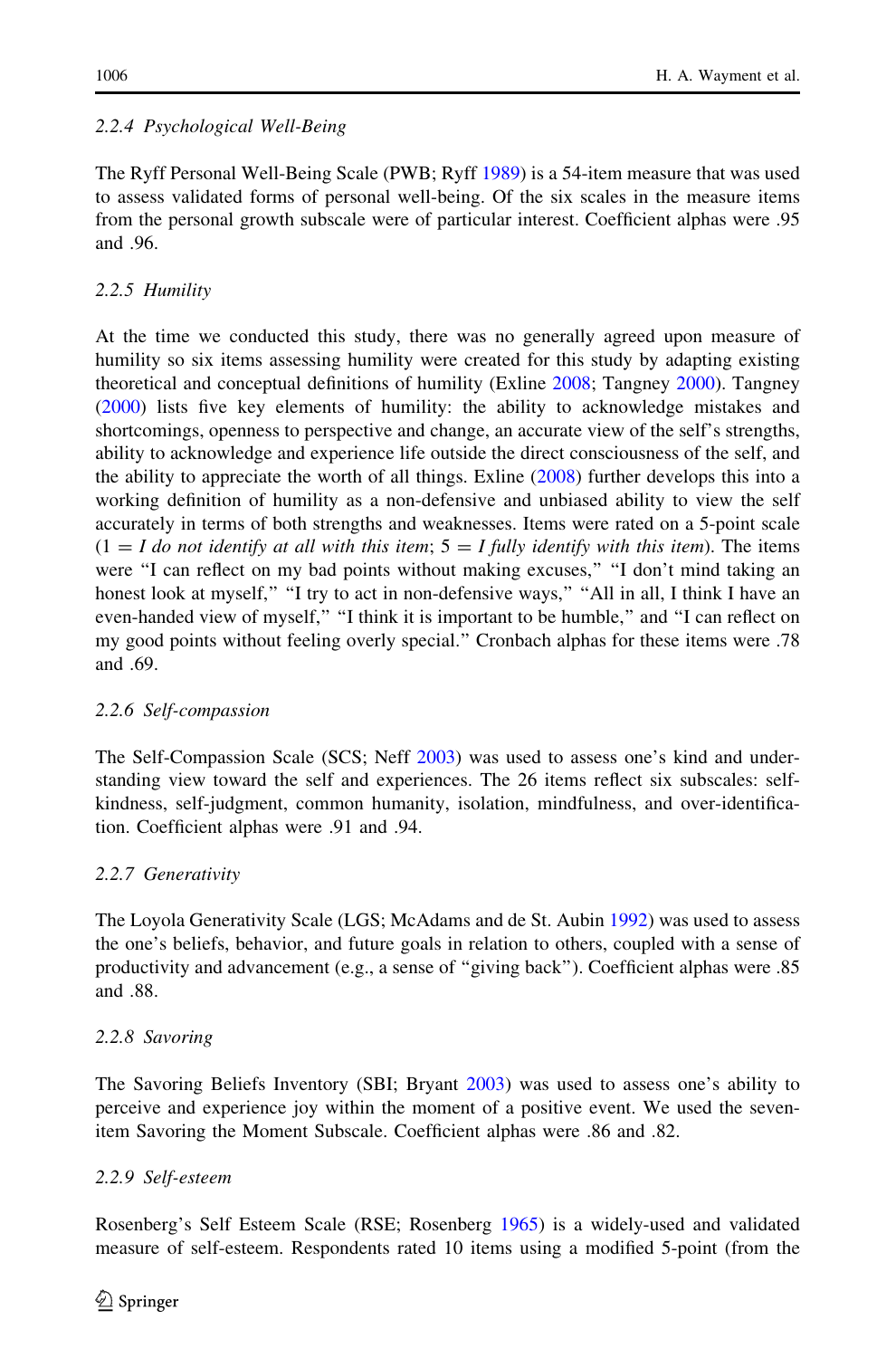### 2.2.4 Psychological Well-Being

The Ryff Personal Well-Being Scale (PWB; Ryff 1989) is a 54-item measure that was used to assess validated forms of personal well-being. Of the six scales in the measure items from the personal growth subscale were of particular interest. Coefficient alphas were .95 and .96.

### 2.2.5 Humility

At the time we conducted this study, there was no generally agreed upon measure of humility so six items assessing humility were created for this study by adapting existing theoretical and conceptual definitions of humility (Exline 2008; Tangney 2000). Tangney (2000) lists five key elements of humility: the ability to acknowledge mistakes and shortcomings, openness to perspective and change, an accurate view of the self's strengths, ability to acknowledge and experience life outside the direct consciousness of the self, and the ability to appreciate the worth of all things. Exline (2008) further develops this into a working definition of humility as a non-defensive and unbiased ability to view the self accurately in terms of both strengths and weaknesses. Items were rated on a 5-point scale (1 = *I do not identify at all with this item*; 5 = *I fully identify with this item*). The items were "I can reflect on my bad points without making excuses," "I don't mind taking an honest look at myself," "I try to act in non-defensive ways," "All in all, I think I have an even-handed view of myself," "I think it is important to be humble," and "I can reflect on my good points without feeling overly special." Cronbach alphas for these items were .78 and .69.

### 2.2.6 Self-compassion

The Self-Compassion Scale (SCS; Neff 2003) was used to assess one's kind and understanding view toward the self and experiences. The 26 items reflect six subscales: self-kindness, self-judgment, common humanity, isolation, mindfulness, and over-identification. Coefficient alphas were .91 and .94.

### 2.2.7 Generativity

The Loyola Generativity Scale (LGS; McAdams and de St. Aubin 1992) was used to assess the one's beliefs, behavior, and future goals in relation to others, coupled with a sense of productivity and advancement (e.g., a sense of "giving back"). Coefficient alphas were .85 and .88.

### 2.2.8 Savoring

The Savoring Beliefs Inventory (SBI; Bryant 2003) was used to assess one's ability to perceive and experience joy within the moment of a positive event. We used the seven-item Savoring the Moment Subscale. Coefficient alphas were .86 and .82.

### 2.2.9 Self-esteem

Rosenberg's Self Esteem Scale (RSE; Rosenberg 1965) is a widely-used and validated measure of self-esteem. Respondents rated 10 items using a modified 5-point (from the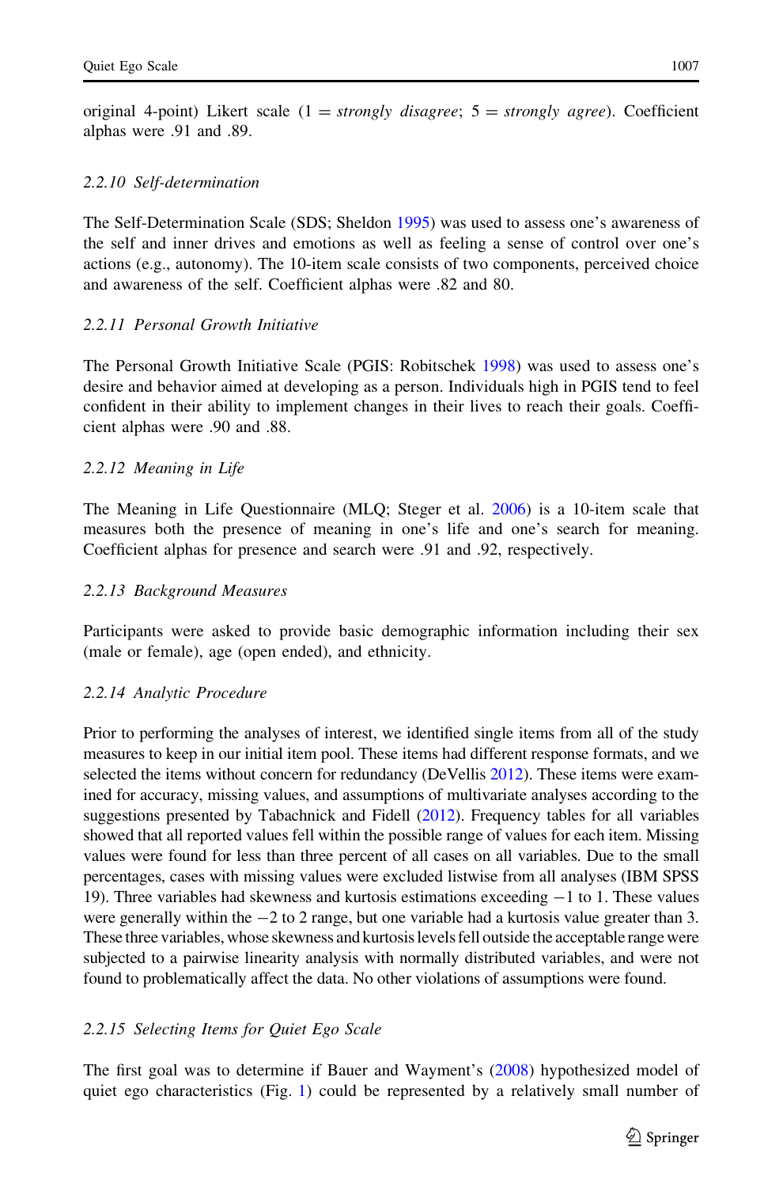original 4-point) Likert scale (1 = *strongly disagree*; 5 = *strongly agree*). Coefficient alphas were .91 and .89.

### 2.2.10 Self-determination

The Self-Determination Scale (SDS; Sheldon 1995) was used to assess one's awareness of the self and inner drives and emotions as well as feeling a sense of control over one's actions (e.g., autonomy). The 10-item scale consists of two components, perceived choice and awareness of the self. Coefficient alphas were .82 and 80.

### 2.2.11 Personal Growth Initiative

The Personal Growth Initiative Scale (PGIS: Robitschek 1998) was used to assess one's desire and behavior aimed at developing as a person. Individuals high in PGIS tend to feel confident in their ability to implement changes in their lives to reach their goals. Coefficient alphas were .90 and .88.

### 2.2.12 Meaning in Life

The Meaning in Life Questionnaire (MLQ; Steger et al. 2006) is a 10-item scale that measures both the presence of meaning in one's life and one's search for meaning. Coefficient alphas for presence and search were .91 and .92, respectively.

### 2.2.13 Background Measures

Participants were asked to provide basic demographic information including their sex (male or female), age (open ended), and ethnicity.

### 2.2.14 Analytic Procedure

Prior to performing the analyses of interest, we identified single items from all of the study measures to keep in our initial item pool. These items had different response formats, and we selected the items without concern for redundancy (DeVellis 2012). These items were examined for accuracy, missing values, and assumptions of multivariate analyses according to the suggestions presented by Tabachnick and Fidell (2012). Frequency tables for all variables showed that all reported values fell within the possible range of values for each item. Missing values were found for less than three percent of all cases on all variables. Due to the small percentages, cases with missing values were excluded listwise from all analyses (IBM SPSS 19). Three variables had skewness and kurtosis estimations exceeding $-1$ to 1. These values were generally within the $-2$ to 2 range, but one variable had a kurtosis value greater than 3. These three variables, whose skewness and kurtosis levels fell outside the acceptable range were subjected to a pairwise linearity analysis with normally distributed variables, and were not found to problematically affect the data. No other violations of assumptions were found.

### 2.2.15 Selecting Items for Quiet Ego Scale

The first goal was to determine if Bauer and Wayment's (2008) hypothesized model of quiet ego characteristics (Fig. 1) could be represented by a relatively small number of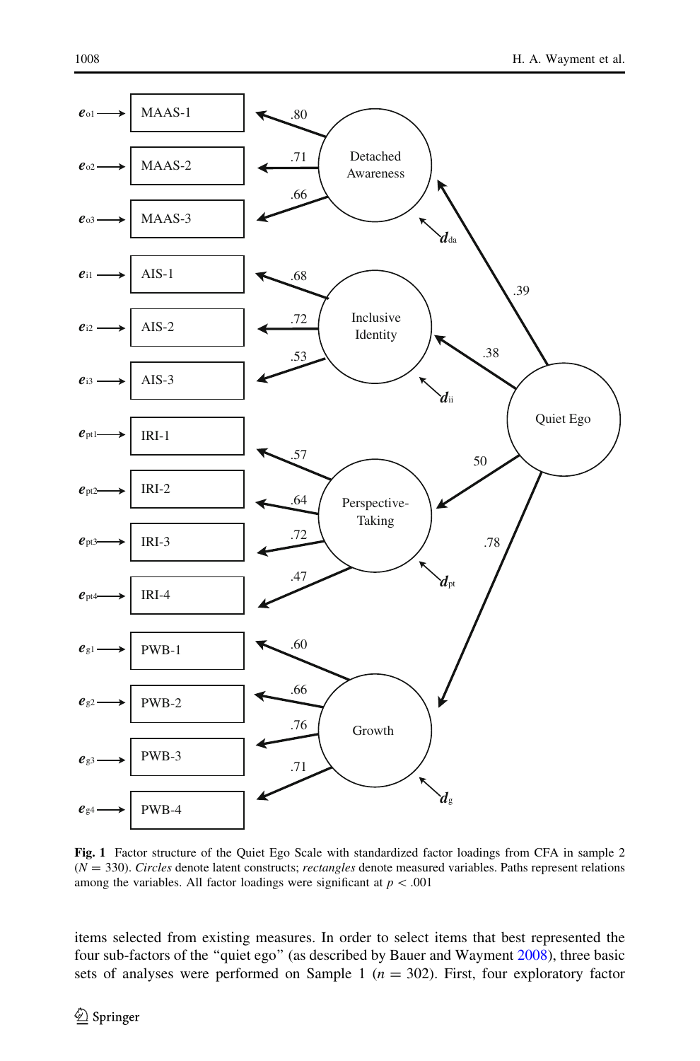**Fig. 1** Factor structure of the Quiet Ego Scale with standardized factor loadings from CFA in sample 2 ($N = 330$). *Circles* denote latent constructs; *rectangles* denote measured variables. Paths represent relations among the variables. All factor loadings were significant at $p < .001$

items selected from existing measures. In order to select items that best represented the four sub-factors of the "quiet ego" (as described by Bauer and Wayment 2008), three basic sets of analyses were performed on Sample 1 ($n = 302$). First, four exploratory factor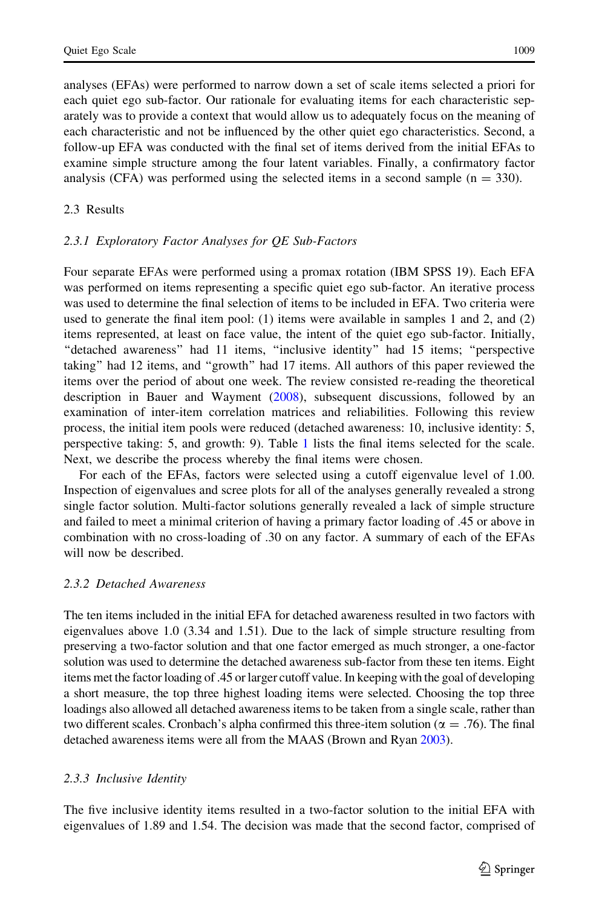analyses (EFAs) were performed to narrow down a set of scale items selected a priori for each quiet ego sub-factor. Our rationale for evaluating items for each characteristic separately was to provide a context that would allow us to adequately focus on the meaning of each characteristic and not be influenced by the other quiet ego characteristics. Second, a follow-up EFA was conducted with the final set of items derived from the initial EFAs to examine simple structure among the four latent variables. Finally, a confirmatory factor analysis (CFA) was performed using the selected items in a second sample ($n = 330$).

## 2.3 Results

### *2.3.1 Exploratory Factor Analyses for QE Sub-Factors*

Four separate EFAs were performed using a promax rotation (IBM SPSS 19). Each EFA was performed on items representing a specific quiet ego sub-factor. An iterative process was used to determine the final selection of items to be included in EFA. Two criteria were used to generate the final item pool: (1) items were available in samples 1 and 2, and (2) items represented, at least on face value, the intent of the quiet ego sub-factor. Initially, "detached awareness" had 11 items, "inclusive identity" had 15 items; "perspective taking" had 12 items, and "growth" had 17 items. All authors of this paper reviewed the items over the period of about one week. The review consisted re-reading the theoretical description in Bauer and Wayment (2008), subsequent discussions, followed by an examination of inter-item correlation matrices and reliabilities. Following this review process, the initial item pools were reduced (detached awareness: 10, inclusive identity: 5, perspective taking: 5, and growth: 9). Table 1 lists the final items selected for the scale. Next, we describe the process whereby the final items were chosen.

For each of the EFAs, factors were selected using a cutoff eigenvalue level of 1.00. Inspection of eigenvalues and scree plots for all of the analyses generally revealed a strong single factor solution. Multi-factor solutions generally revealed a lack of simple structure and failed to meet a minimal criterion of having a primary factor loading of .45 or above in combination with no cross-loading of .30 on any factor. A summary of each of the EFAs will now be described.

### *2.3.2 Detached Awareness*

The ten items included in the initial EFA for detached awareness resulted in two factors with eigenvalues above 1.0 (3.34 and 1.51). Due to the lack of simple structure resulting from preserving a two-factor solution and that one factor emerged as much stronger, a one-factor solution was used to determine the detached awareness sub-factor from these ten items. Eight items met the factor loading of .45 or larger cutoff value. In keeping with the goal of developing a short measure, the top three highest loading items were selected. Choosing the top three loadings also allowed all detached awareness items to be taken from a single scale, rather than two different scales. Cronbach's alpha confirmed this three-item solution ($\alpha = .76$). The final detached awareness items were all from the MAAS (Brown and Ryan 2003).

### *2.3.3 Inclusive Identity*

The five inclusive identity items resulted in a two-factor solution to the initial EFA with eigenvalues of 1.89 and 1.54. The decision was made that the second factor, comprised of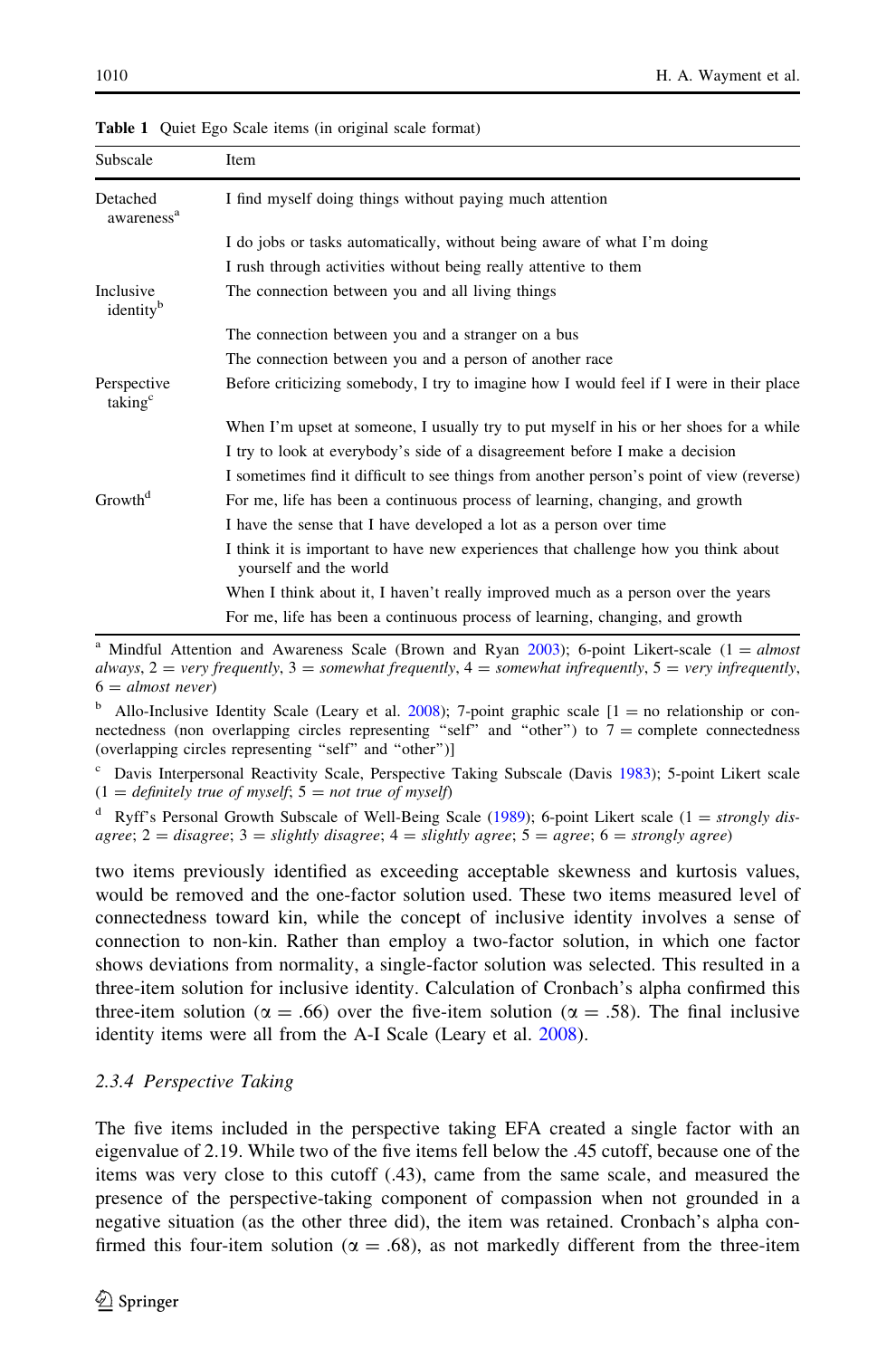**Table 1** Quiet Ego Scale items (in original scale format)

| Subscale | Item |
|---|---|
| Detached awareness[a] | I find myself doing things without paying much attention |
| | I do jobs or tasks automatically, without being aware of what I'm doing |
| | I rush through activities without being really attentive to them |
| Inclusive identity[b] | The connection between you and all living things |
| | The connection between you and a stranger on a bus |
| | The connection between you and a person of another race |
| Perspective taking[c] | Before criticizing somebody, I try to imagine how I would feel if I were in their place |
| | When I'm upset at someone, I usually try to put myself in his or her shoes for a while |
| | I try to look at everybody's side of a disagreement before I make a decision |
| | I sometimes find it difficult to see things from another person's point of view (reverse) |
| Growth[d] | For me, life has been a continuous process of learning, changing, and growth |
| | I have the sense that I have developed a lot as a person over time |
| | I think it is important to have new experiences that challenge how you think about yourself and the world |
| | When I think about it, I haven't really improved much as a person over the years |
| | For me, life has been a continuous process of learning, changing, and growth |

[a] Mindful Attention and Awareness Scale (Brown and Ryan 2003); 6-point Likert-scale (1 = *almost always*, 2 = *very frequently*, 3 = *somewhat frequently*, 4 = *somewhat infrequently*, 5 = *very infrequently*, 6 = *almost never*)

[b] Allo-Inclusive Identity Scale (Leary et al. 2008); 7-point graphic scale [1 = no relationship or connectedness (non overlapping circles representing "self" and "other") to 7 = complete connectedness (overlapping circles representing "self" and "other")]

[c] Davis Interpersonal Reactivity Scale, Perspective Taking Subscale (Davis 1983); 5-point Likert scale (1 = *definitely true of myself*; 5 = *not true of myself*)

[d] Ryff's Personal Growth Subscale of Well-Being Scale (1989); 6-point Likert scale (1 = *strongly disagree*; 2 = *disagree*; 3 = *slightly disagree*; 4 = *slightly agree*; 5 = *agree*; 6 = *strongly agree*)

two items previously identified as exceeding acceptable skewness and kurtosis values, would be removed and the one-factor solution used. These two items measured level of connectedness toward kin, while the concept of inclusive identity involves a sense of connection to non-kin. Rather than employ a two-factor solution, in which one factor shows deviations from normality, a single-factor solution was selected. This resulted in a three-item solution for inclusive identity. Calculation of Cronbach's alpha confirmed this three-item solution ($\alpha = .66$) over the five-item solution ($\alpha = .58$). The final inclusive identity items were all from the A-I Scale (Leary et al. 2008).

### 2.3.4 Perspective Taking

The five items included in the perspective taking EFA created a single factor with an eigenvalue of 2.19. While two of the five items fell below the .45 cutoff, because one of the items was very close to this cutoff (.43), came from the same scale, and measured the presence of the perspective-taking component of compassion when not grounded in a negative situation (as the other three did), the item was retained. Cronbach's alpha confirmed this four-item solution ($\alpha = .68$), as not markedly different from the three-item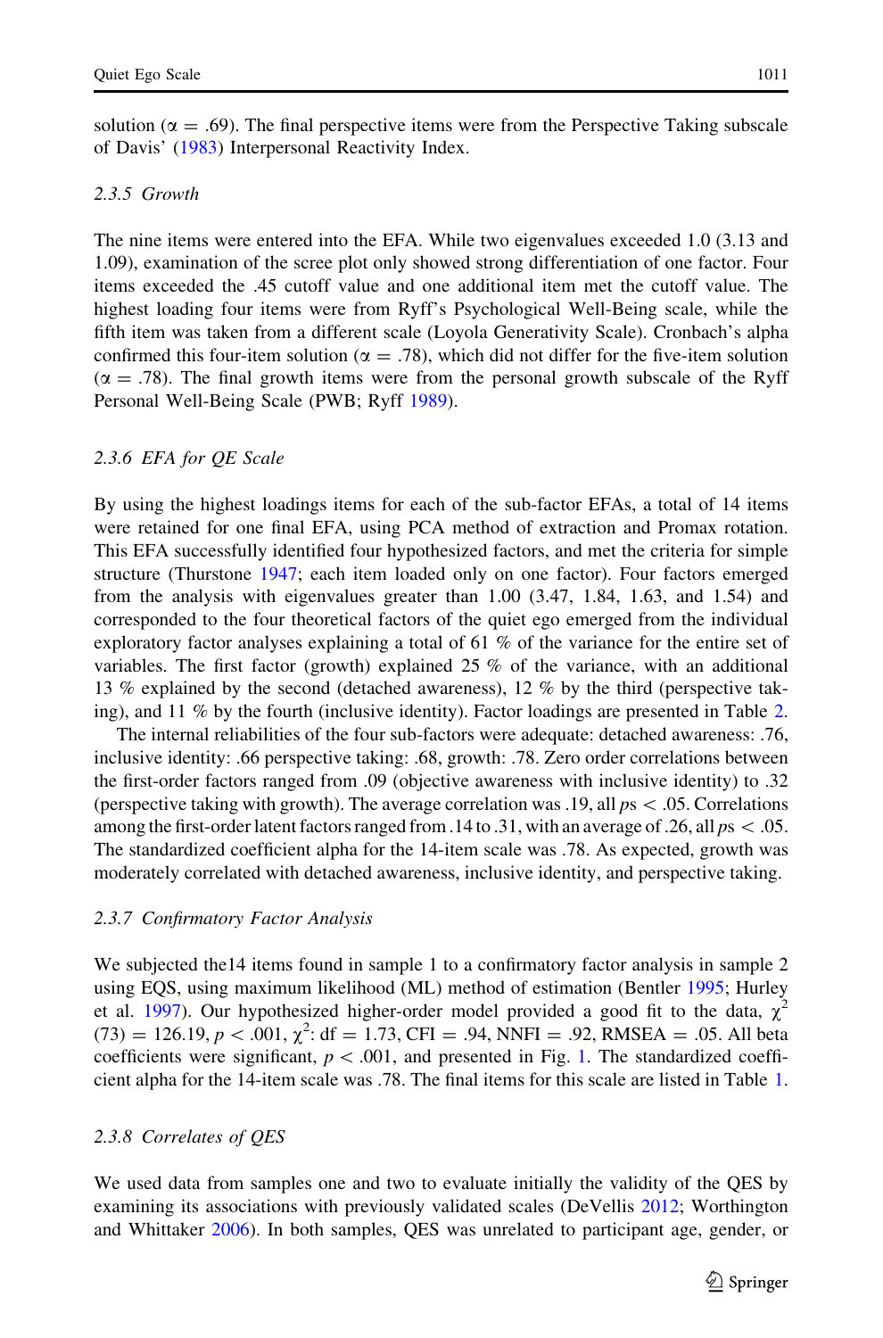solution ($\alpha = .69$). The final perspective items were from the Perspective Taking subscale of Davis' (1983) Interpersonal Reactivity Index.

### 2.3.5 Growth

The nine items were entered into the EFA. While two eigenvalues exceeded 1.0 (3.13 and 1.09), examination of the scree plot only showed strong differentiation of one factor. Four items exceeded the .45 cutoff value and one additional item met the cutoff value. The highest loading four items were from Ryff's Psychological Well-Being scale, while the fifth item was taken from a different scale (Loyola Generativity Scale). Cronbach's alpha confirmed this four-item solution ($\alpha = .78$), which did not differ for the five-item solution ($\alpha = .78$). The final growth items were from the personal growth subscale of the Ryff Personal Well-Being Scale (PWB; Ryff 1989).

### 2.3.6 EFA for QE Scale

By using the highest loadings items for each of the sub-factor EFAs, a total of 14 items were retained for one final EFA, using PCA method of extraction and Promax rotation. This EFA successfully identified four hypothesized factors, and met the criteria for simple structure (Thurstone 1947; each item loaded only on one factor). Four factors emerged from the analysis with eigenvalues greater than 1.00 (3.47, 1.84, 1.63, and 1.54) and corresponded to the four theoretical factors of the quiet ego emerged from the individual exploratory factor analyses explaining a total of 61 % of the variance for the entire set of variables. The first factor (growth) explained 25 % of the variance, with an additional 13 % explained by the second (detached awareness), 12 % by the third (perspective taking), and 11 % by the fourth (inclusive identity). Factor loadings are presented in Table 2.

The internal reliabilities of the four sub-factors were adequate: detached awareness: .76, inclusive identity: .66 perspective taking: .68, growth: .78. Zero order correlations between the first-order factors ranged from .09 (objective awareness with inclusive identity) to .32 (perspective taking with growth). The average correlation was .19, all $ps < .05$. Correlations among the first-order latent factors ranged from .14 to .31, with an average of .26, all $ps < .05$. The standardized coefficient alpha for the 14-item scale was .78. As expected, growth was moderately correlated with detached awareness, inclusive identity, and perspective taking.

### 2.3.7 Confirmatory Factor Analysis

We subjected the14 items found in sample 1 to a confirmatory factor analysis in sample 2 using EQS, using maximum likelihood (ML) method of estimation (Bentler 1995; Hurley et al. 1997). Our hypothesized higher-order model provided a good fit to the data, $\chi^2$ (73) = 126.19, $p < .001$, $\chi^2$: df = 1.73, CFI = .94, NNFI = .92, RMSEA = .05. All beta coefficients were significant, $p < .001$, and presented in Fig. 1. The standardized coefficient alpha for the 14-item scale was .78. The final items for this scale are listed in Table 1.

### 2.3.8 Correlates of QES

We used data from samples one and two to evaluate initially the validity of the QES by examining its associations with previously validated scales (DeVellis 2012; Worthington and Whittaker 2006). In both samples, QES was unrelated to participant age, gender, or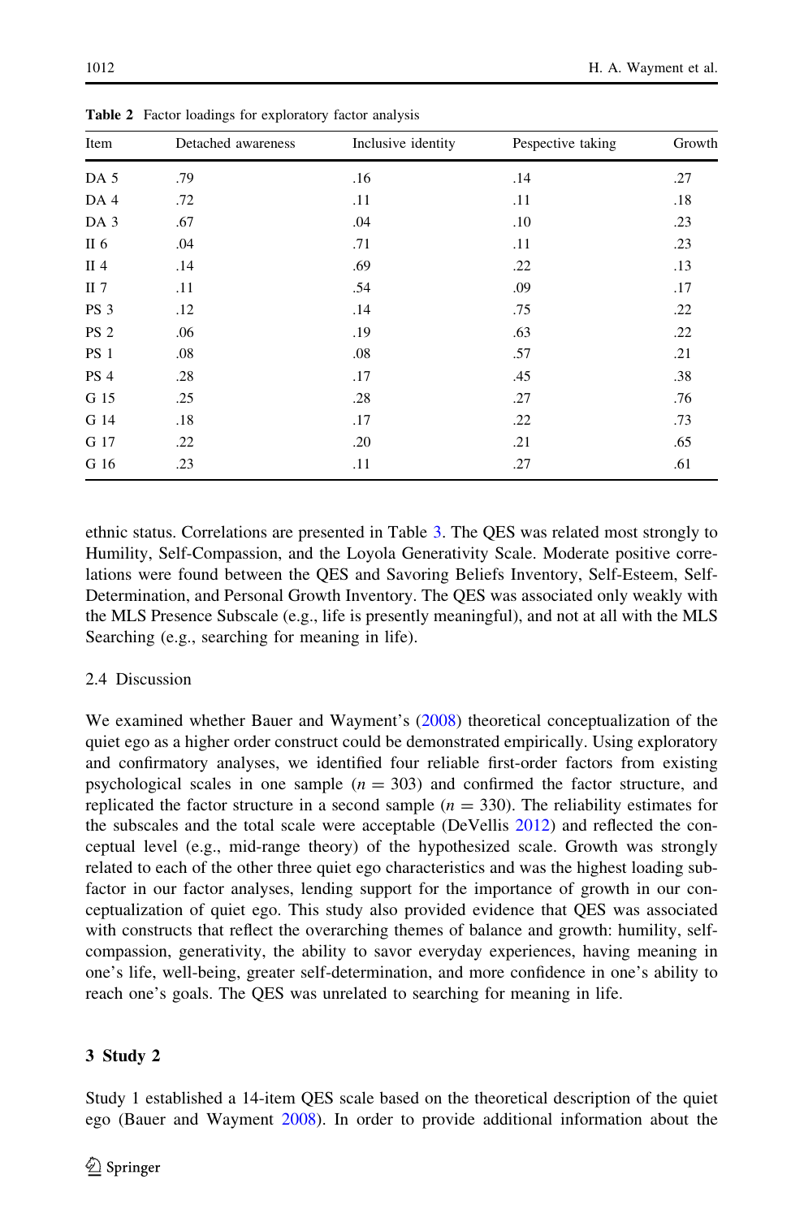**Table 2** Factor loadings for exploratory factor analysis

| Item | Detached awareness | Inclusive identity | Pespective taking | Growth |
|---|---|---|---|---|
| DA 5 | .79 | .16 | .14 | .27 |
| DA 4 | .72 | .11 | .11 | .18 |
| DA 3 | .67 | .04 | .10 | .23 |
| II 6 | .04 | .71 | .11 | .23 |
| II 4 | .14 | .69 | .22 | .13 |
| II 7 | .11 | .54 | .09 | .17 |
| PS 3 | .12 | .14 | .75 | .22 |
| PS 2 | .06 | .19 | .63 | .22 |
| PS 1 | .08 | .08 | .57 | .21 |
| PS 4 | .28 | .17 | .45 | .38 |
| G 15 | .25 | .28 | .27 | .76 |
| G 14 | .18 | .17 | .22 | .73 |
| G 17 | .22 | .20 | .21 | .65 |
| G 16 | .23 | .11 | .27 | .61 |

ethnic status. Correlations are presented in Table 3. The QES was related most strongly to Humility, Self-Compassion, and the Loyola Generativity Scale. Moderate positive correlations were found between the QES and Savoring Beliefs Inventory, Self-Esteem, Self-Determination, and Personal Growth Inventory. The QES was associated only weakly with the MLS Presence Subscale (e.g., life is presently meaningful), and not at all with the MLS Searching (e.g., searching for meaning in life).

### 2.4 Discussion

We examined whether Bauer and Wayment's (2008) theoretical conceptualization of the quiet ego as a higher order construct could be demonstrated empirically. Using exploratory and confirmatory analyses, we identified four reliable first-order factors from existing psychological scales in one sample ($n = 303$) and confirmed the factor structure, and replicated the factor structure in a second sample ($n = 330$). The reliability estimates for the subscales and the total scale were acceptable (DeVellis 2012) and reflected the conceptual level (e.g., mid-range theory) of the hypothesized scale. Growth was strongly related to each of the other three quiet ego characteristics and was the highest loading subfactor in our factor analyses, lending support for the importance of growth in our conceptualization of quiet ego. This study also provided evidence that QES was associated with constructs that reflect the overarching themes of balance and growth: humility, self-compassion, generativity, the ability to savor everyday experiences, having meaning in one's life, well-being, greater self-determination, and more confidence in one's ability to reach one's goals. The QES was unrelated to searching for meaning in life.

## 3 Study 2

Study 1 established a 14-item QES scale based on the theoretical description of the quiet ego (Bauer and Wayment 2008). In order to provide additional information about the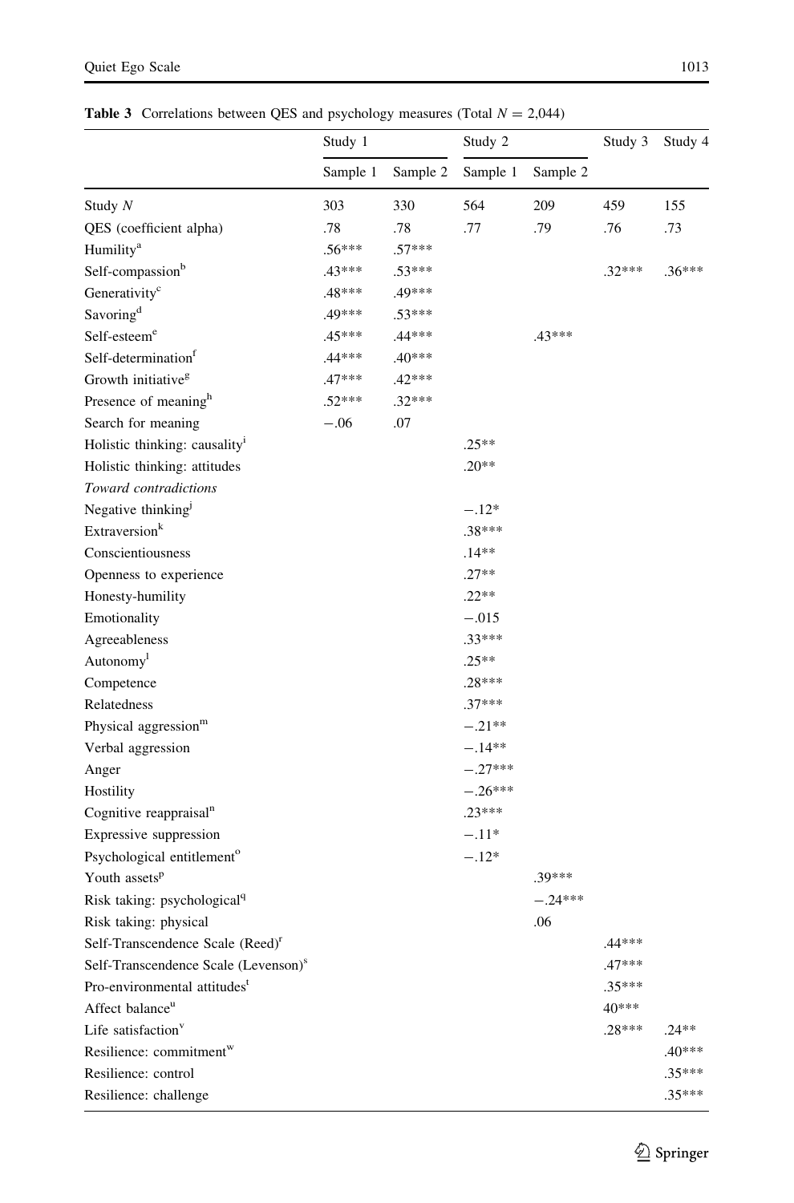**Table 3** Correlations between QES and psychology measures (Total $N = 2{,}044$)

| | Study 1 | | Study 2 | | Study 3 | Study 4 |
|---|---|---|---|---|---|---|
| | Sample 1 | Sample 2 | Sample 1 | Sample 2 | | |
| Study *N* | 303 | 330 | 564 | 209 | 459 | 155 |
| QES (coefficient alpha) | .78 | .78 | .77 | .79 | .76 | .73 |
| Humility[a] | .56*** | .57*** | | | | |
| Self-compassion[b] | .43*** | .53*** | | | .32*** | .36*** |
| Generativity[c] | .48*** | .49*** | | | | |
| Savoring[d] | .49*** | .53*** | | | | |
| Self-esteem[e] | .45*** | .44*** | | .43*** | | |
| Self-determination[f] | .44*** | .40*** | | | | |
| Growth initiative[g] | .47*** | .42*** | | | | |
| Presence of meaning[h] | .52*** | .32*** | | | | |
| Search for meaning | −.06 | .07 | | | | |
| Holistic thinking: causality[i] | | | .25** | | | |
| Holistic thinking: attitudes | | | .20** | | | |
| *Toward contradictions* | | | | | | |
| Negative thinking[j] | | | −.12* | | | |
| Extraversion[k] | | | .38*** | | | |
| Conscientiousness | | | .14** | | | |
| Openness to experience | | | .27** | | | |
| Honesty-humility | | | .22** | | | |
| Emotionality | | | −.015 | | | |
| Agreeableness | | | .33*** | | | |
| Autonomy[l] | | | .25** | | | |
| Competence | | | .28*** | | | |
| Relatedness | | | .37*** | | | |
| Physical aggression[m] | | | −.21** | | | |
| Verbal aggression | | | −.14** | | | |
| Anger | | | −.27*** | | | |
| Hostility | | | −.26*** | | | |
| Cognitive reappraisal[n] | | | .23*** | | | |
| Expressive suppression | | | −.11* | | | |
| Psychological entitlement[o] | | | −.12* | | | |
| Youth assets[p] | | | | .39*** | | |
| Risk taking: psychological[q] | | | | −.24*** | | |
| Risk taking: physical | | | | .06 | | |
| Self-Transcendence Scale (Reed)[r] | | | | | .44*** | |
| Self-Transcendence Scale (Levenson)[s] | | | | | .47*** | |
| Pro-environmental attitudes[t] | | | | | .35*** | |
| Affect balance[u] | | | | | 40*** | |
| Life satisfaction[v] | | | | | .28*** | .24** |
| Resilience: commitment[w] | | | | | | .40*** |
| Resilience: control | | | | | | .35*** |
| Resilience: challenge | | | | | | .35*** |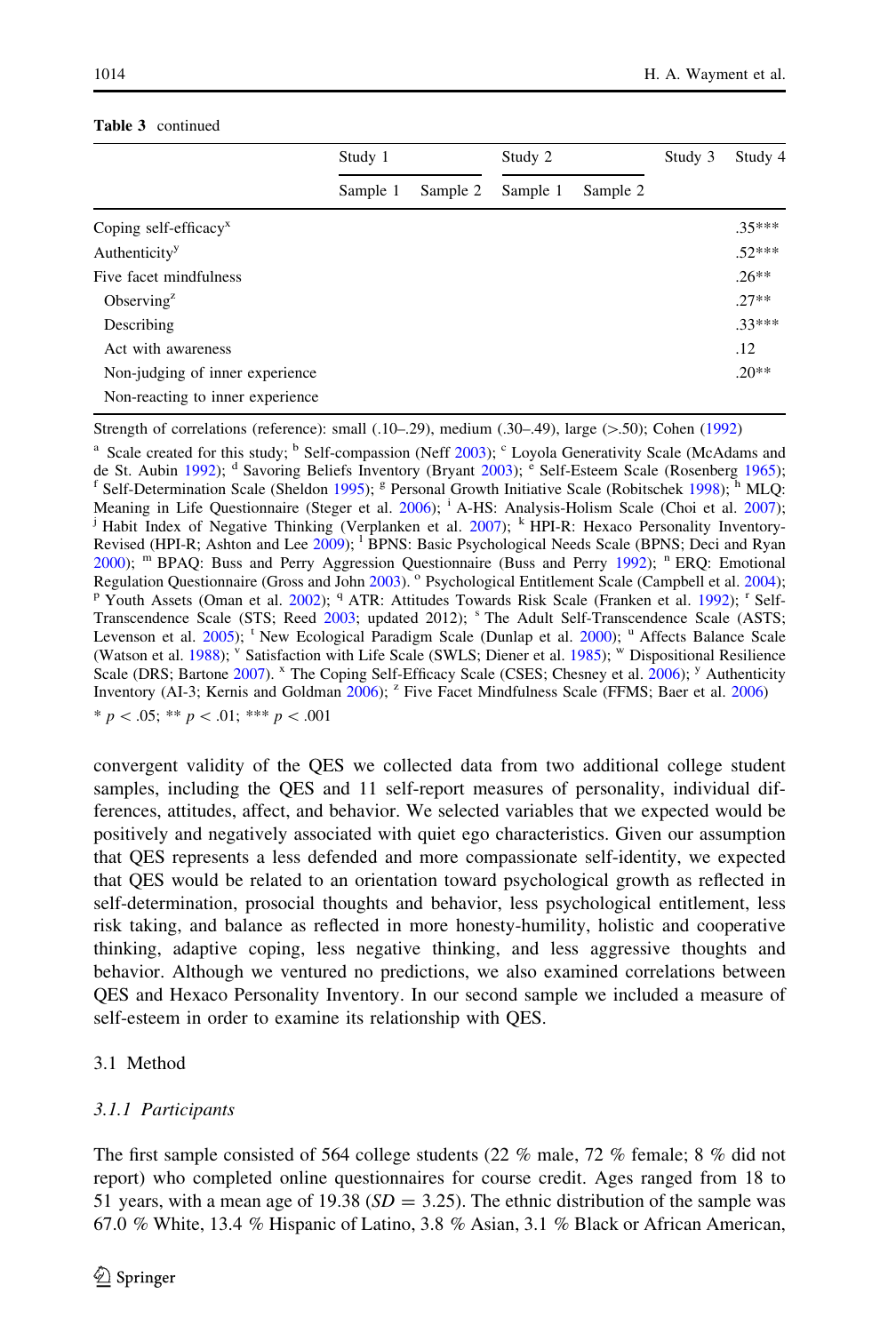**Table 3** continued

| | Study 1 | | Study 2 | | Study 3 | Study 4 |
|---|---|---|---|---|---|---|
| | Sample 1 | Sample 2 | Sample 1 | Sample 2 | | |
| Coping self-efficacy[x] | | | | | | .35*** |
| Authenticity[y] | | | | | | .52*** |
| Five facet mindfulness | | | | | | .26** |
| Observing[z] | | | | | | .27** |
| Describing | | | | | | .33*** |
| Act with awareness | | | | | | .12 |
| Non-judging of inner experience | | | | | | .20** |
| Non-reacting to inner experience | | | | | | |

Strength of correlations (reference): small (.10–.29), medium (.30–.49), large (>.50); Cohen (1992)

[a] Scale created for this study; [b] Self-compassion (Neff 2003); [c] Loyola Generativity Scale (McAdams and de St. Aubin 1992); [d] Savoring Beliefs Inventory (Bryant 2003); [e] Self-Esteem Scale (Rosenberg 1965); [f] Self-Determination Scale (Sheldon 1995); [g] Personal Growth Initiative Scale (Robitschek 1998); [h] MLQ: Meaning in Life Questionnaire (Steger et al. 2006); [i] A-HS: Analysis-Holism Scale (Choi et al. 2007); [j] Habit Index of Negative Thinking (Verplanken et al. 2007); [k] HPI-R: Hexaco Personality Inventory-Revised (HPI-R; Ashton and Lee 2009); [l] BPNS: Basic Psychological Needs Scale (BPNS; Deci and Ryan 2000); [m] BPAQ: Buss and Perry Aggression Questionnaire (Buss and Perry 1992); [n] ERQ: Emotional Regulation Questionnaire (Gross and John 2003). [o] Psychological Entitlement Scale (Campbell et al. 2004); [p] Youth Assets (Oman et al. 2002); [q] ATR: Attitudes Towards Risk Scale (Franken et al. 1992); [r] Self-Transcendence Scale (STS; Reed 2003; updated 2012); [s] The Adult Self-Transcendence Scale (ASTS; Levenson et al. 2005); [t] New Ecological Paradigm Scale (Dunlap et al. 2000); [u] Affects Balance Scale (Watson et al. 1988); [v] Satisfaction with Life Scale (SWLS; Diener et al. 1985); [w] Dispositional Resilience Scale (DRS; Bartone 2007). [x] The Coping Self-Efficacy Scale (CSES; Chesney et al. 2006); [y] Authenticity Inventory (AI-3; Kernis and Goldman 2006); [z] Five Facet Mindfulness Scale (FFMS; Baer et al. 2006)

* $p < .05$; ** $p < .01$; *** $p < .001$

convergent validity of the QES we collected data from two additional college student samples, including the QES and 11 self-report measures of personality, individual differences, attitudes, affect, and behavior. We selected variables that we expected would be positively and negatively associated with quiet ego characteristics. Given our assumption that QES represents a less defended and more compassionate self-identity, we expected that QES would be related to an orientation toward psychological growth as reflected in self-determination, prosocial thoughts and behavior, less psychological entitlement, less risk taking, and balance as reflected in more honesty-humility, holistic and cooperative thinking, adaptive coping, less negative thinking, and less aggressive thoughts and behavior. Although we ventured no predictions, we also examined correlations between QES and Hexaco Personality Inventory. In our second sample we included a measure of self-esteem in order to examine its relationship with QES.

## 3.1 Method

### 3.1.1 Participants

The first sample consisted of 564 college students (22 % male, 72 % female; 8 % did not report) who completed online questionnaires for course credit. Ages ranged from 18 to 51 years, with a mean age of 19.38 ($SD = 3.25$). The ethnic distribution of the sample was 67.0 % White, 13.4 % Hispanic of Latino, 3.8 % Asian, 3.1 % Black or African American,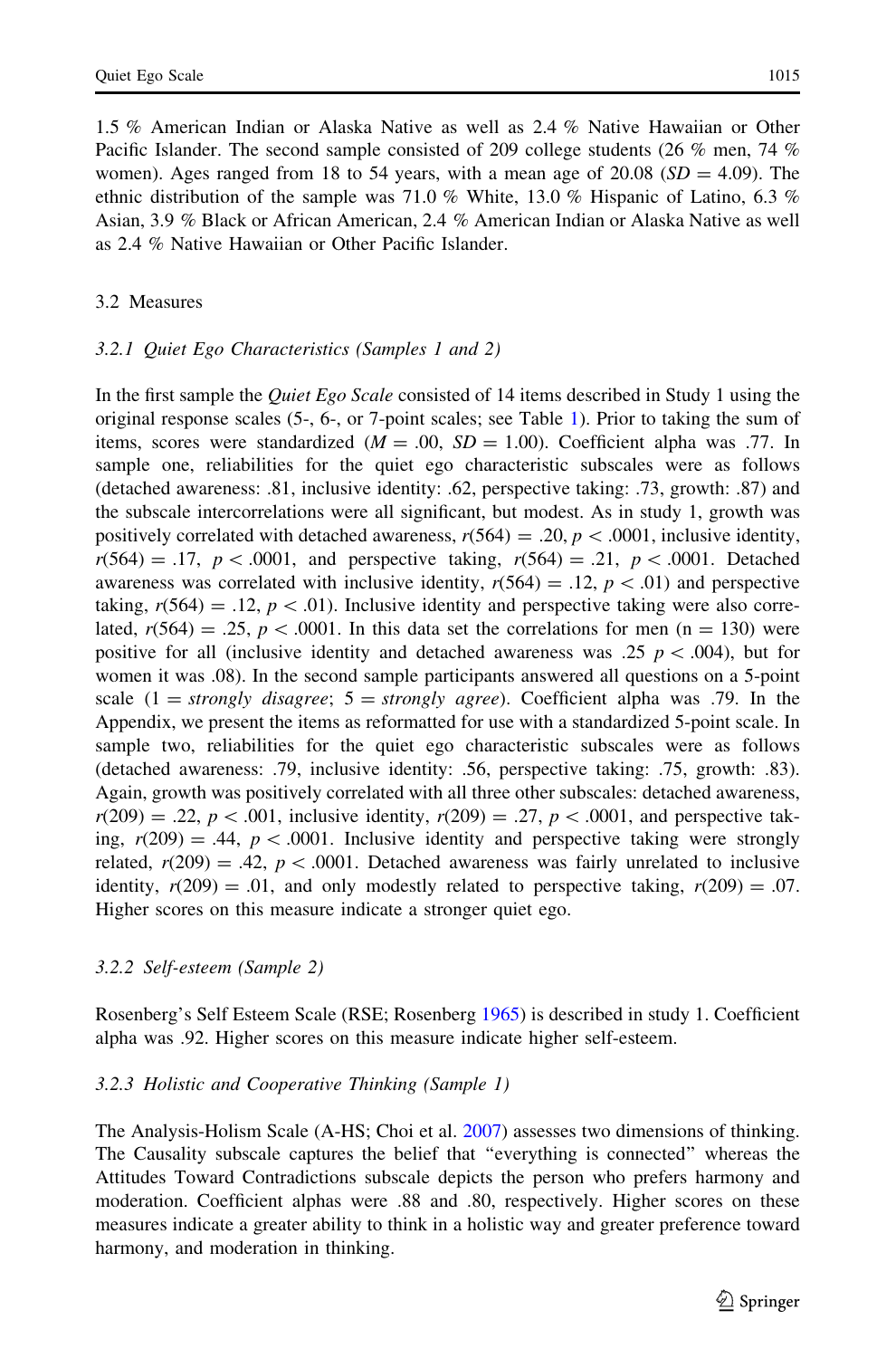1.5 % American Indian or Alaska Native as well as 2.4 % Native Hawaiian or Other Pacific Islander. The second sample consisted of 209 college students (26 % men, 74 % women). Ages ranged from 18 to 54 years, with a mean age of 20.08 ($SD = 4.09$). The ethnic distribution of the sample was 71.0 % White, 13.0 % Hispanic of Latino, 6.3 % Asian, 3.9 % Black or African American, 2.4 % American Indian or Alaska Native as well as 2.4 % Native Hawaiian or Other Pacific Islander.

## 3.2 Measures

### 3.2.1 *Quiet Ego Characteristics (Samples 1 and 2)*

In the first sample the *Quiet Ego Scale* consisted of 14 items described in Study 1 using the original response scales (5-, 6-, or 7-point scales; see Table 1). Prior to taking the sum of items, scores were standardized ($M = .00$, $SD = 1.00$). Coefficient alpha was .77. In sample one, reliabilities for the quiet ego characteristic subscales were as follows (detached awareness: .81, inclusive identity: .62, perspective taking: .73, growth: .87) and the subscale intercorrelations were all significant, but modest. As in study 1, growth was positively correlated with detached awareness, $r(564) = .20$, $p < .0001$, inclusive identity, $r(564) = .17$, $p < .0001$, and perspective taking, $r(564) = .21$, $p < .0001$. Detached awareness was correlated with inclusive identity, $r(564) = .12$, $p < .01$) and perspective taking, $r(564) = .12$, $p < .01$). Inclusive identity and perspective taking were also correlated, $r(564) = .25$, $p < .0001$. In this data set the correlations for men ($n = 130$) were positive for all (inclusive identity and detached awareness was .25 $p < .004$), but for women it was .08). In the second sample participants answered all questions on a 5-point scale (1 = *strongly disagree*; 5 = *strongly agree*). Coefficient alpha was .79. In the Appendix, we present the items as reformatted for use with a standardized 5-point scale. In sample two, reliabilities for the quiet ego characteristic subscales were as follows (detached awareness: .79, inclusive identity: .56, perspective taking: .75, growth: .83). Again, growth was positively correlated with all three other subscales: detached awareness, $r(209) = .22$, $p < .001$, inclusive identity, $r(209) = .27$, $p < .0001$, and perspective taking, $r(209) = .44$, $p < .0001$. Inclusive identity and perspective taking were strongly related, $r(209) = .42$, $p < .0001$. Detached awareness was fairly unrelated to inclusive identity, $r(209) = .01$, and only modestly related to perspective taking, $r(209) = .07$. Higher scores on this measure indicate a stronger quiet ego.

### 3.2.2 *Self-esteem (Sample 2)*

Rosenberg's Self Esteem Scale (RSE; Rosenberg 1965) is described in study 1. Coefficient alpha was .92. Higher scores on this measure indicate higher self-esteem.

### 3.2.3 *Holistic and Cooperative Thinking (Sample 1)*

The Analysis-Holism Scale (A-HS; Choi et al. 2007) assesses two dimensions of thinking. The Causality subscale captures the belief that "everything is connected" whereas the Attitudes Toward Contradictions subscale depicts the person who prefers harmony and moderation. Coefficient alphas were .88 and .80, respectively. Higher scores on these measures indicate a greater ability to think in a holistic way and greater preference toward harmony, and moderation in thinking.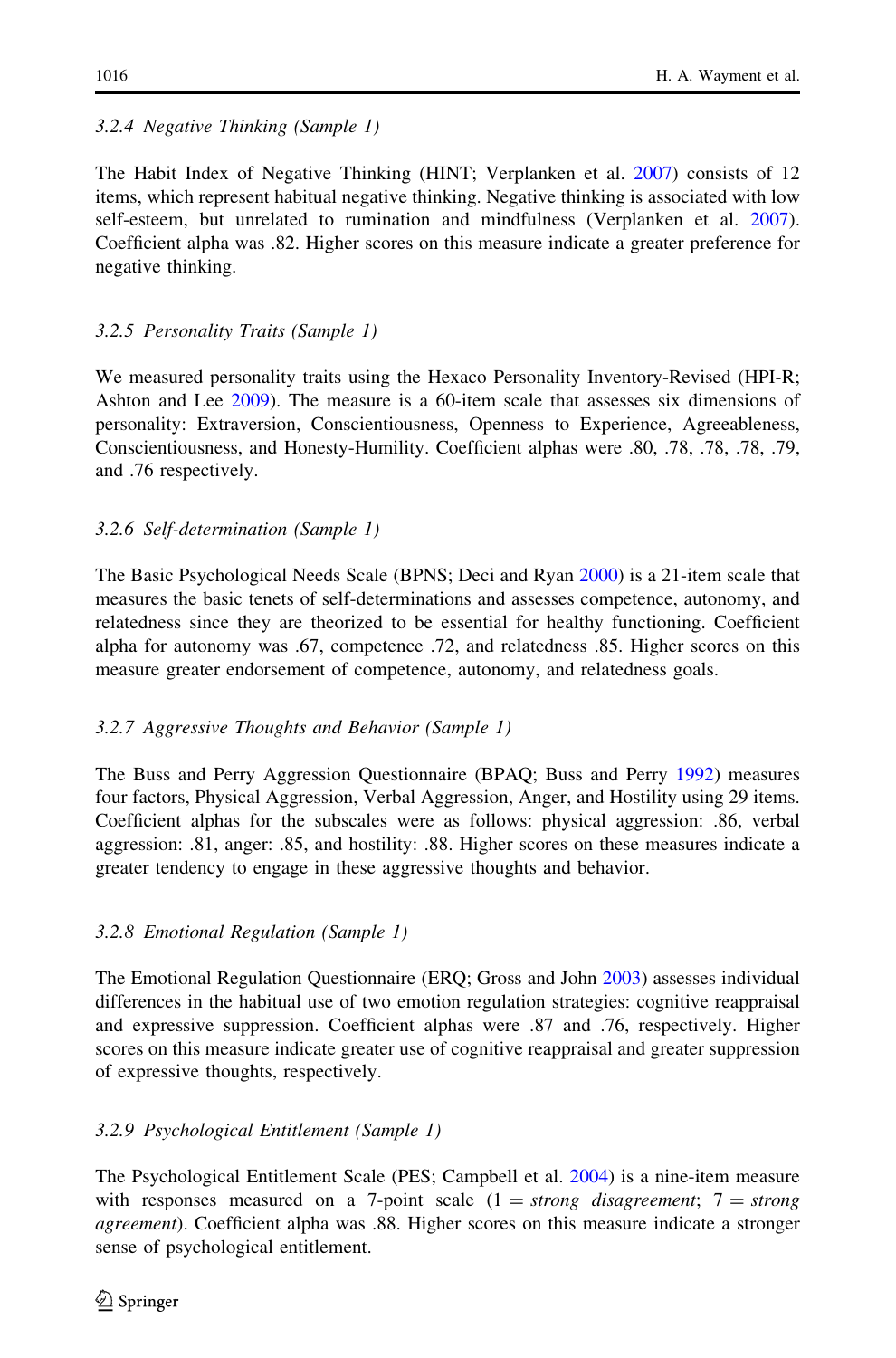### *3.2.4 Negative Thinking (Sample 1)*

The Habit Index of Negative Thinking (HINT; Verplanken et al. 2007) consists of 12 items, which represent habitual negative thinking. Negative thinking is associated with low self-esteem, but unrelated to rumination and mindfulness (Verplanken et al. 2007). Coefficient alpha was .82. Higher scores on this measure indicate a greater preference for negative thinking.

### *3.2.5 Personality Traits (Sample 1)*

We measured personality traits using the Hexaco Personality Inventory-Revised (HPI-R; Ashton and Lee 2009). The measure is a 60-item scale that assesses six dimensions of personality: Extraversion, Conscientiousness, Openness to Experience, Agreeableness, Conscientiousness, and Honesty-Humility. Coefficient alphas were .80, .78, .78, .78, .79, and .76 respectively.

### *3.2.6 Self-determination (Sample 1)*

The Basic Psychological Needs Scale (BPNS; Deci and Ryan 2000) is a 21-item scale that measures the basic tenets of self-determinations and assesses competence, autonomy, and relatedness since they are theorized to be essential for healthy functioning. Coefficient alpha for autonomy was .67, competence .72, and relatedness .85. Higher scores on this measure greater endorsement of competence, autonomy, and relatedness goals.

### *3.2.7 Aggressive Thoughts and Behavior (Sample 1)*

The Buss and Perry Aggression Questionnaire (BPAQ; Buss and Perry 1992) measures four factors, Physical Aggression, Verbal Aggression, Anger, and Hostility using 29 items. Coefficient alphas for the subscales were as follows: physical aggression: .86, verbal aggression: .81, anger: .85, and hostility: .88. Higher scores on these measures indicate a greater tendency to engage in these aggressive thoughts and behavior.

### *3.2.8 Emotional Regulation (Sample 1)*

The Emotional Regulation Questionnaire (ERQ; Gross and John 2003) assesses individual differences in the habitual use of two emotion regulation strategies: cognitive reappraisal and expressive suppression. Coefficient alphas were .87 and .76, respectively. Higher scores on this measure indicate greater use of cognitive reappraisal and greater suppression of expressive thoughts, respectively.

### *3.2.9 Psychological Entitlement (Sample 1)*

The Psychological Entitlement Scale (PES; Campbell et al. 2004) is a nine-item measure with responses measured on a 7-point scale (1 = *strong disagreement*; 7 = *strong agreement*). Coefficient alpha was .88. Higher scores on this measure indicate a stronger sense of psychological entitlement.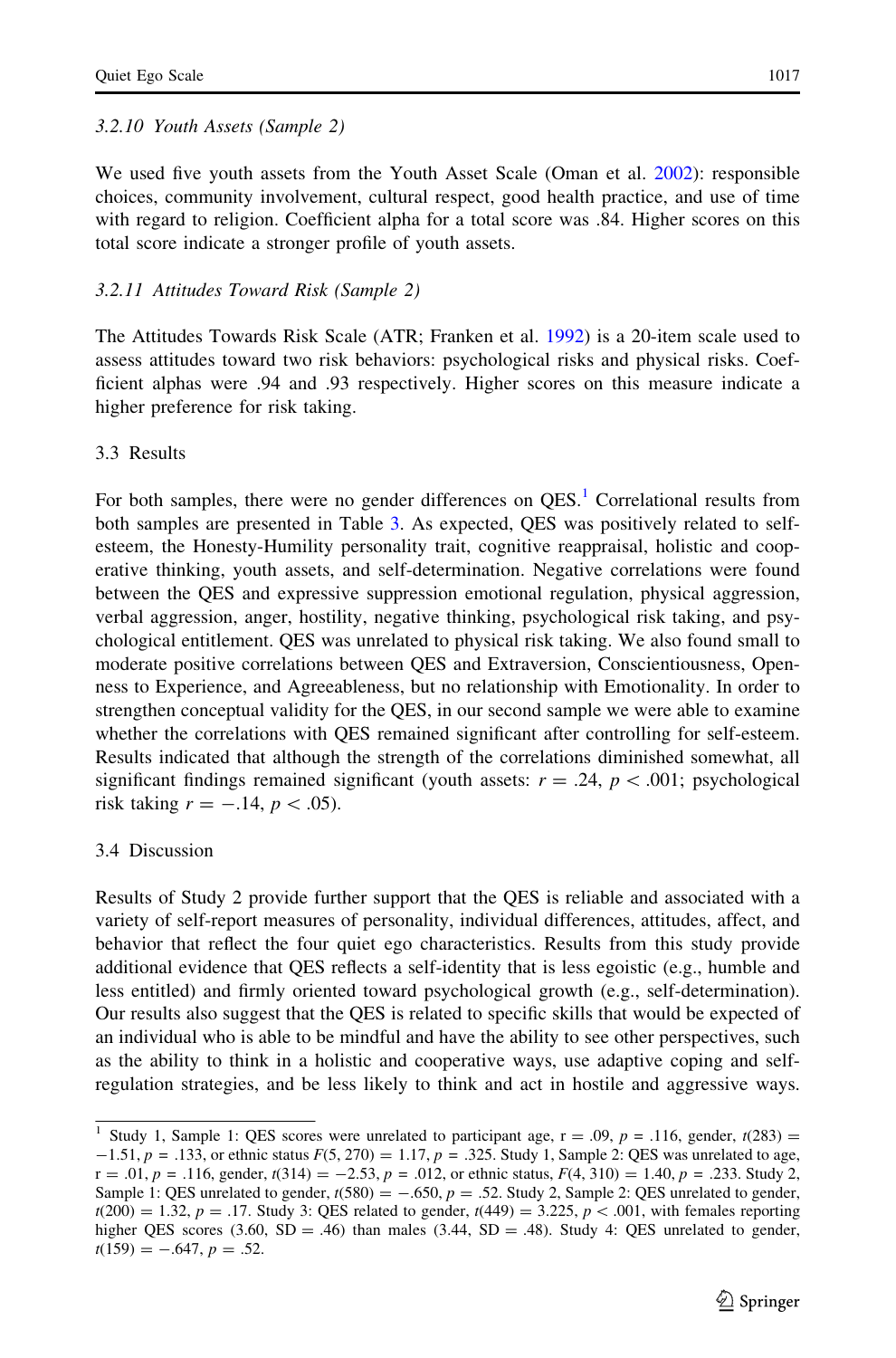#### 3.2.10 Youth Assets (Sample 2)

We used five youth assets from the Youth Asset Scale (Oman et al. 2002): responsible choices, community involvement, cultural respect, good health practice, and use of time with regard to religion. Coefficient alpha for a total score was .84. Higher scores on this total score indicate a stronger profile of youth assets.

#### 3.2.11 Attitudes Toward Risk (Sample 2)

The Attitudes Towards Risk Scale (ATR; Franken et al. 1992) is a 20-item scale used to assess attitudes toward two risk behaviors: psychological risks and physical risks. Coefficient alphas were .94 and .93 respectively. Higher scores on this measure indicate a higher preference for risk taking.

### 3.3 Results

For both samples, there were no gender differences on QES.[1] Correlational results from both samples are presented in Table 3. As expected, QES was positively related to self-esteem, the Honesty-Humility personality trait, cognitive reappraisal, holistic and cooperative thinking, youth assets, and self-determination. Negative correlations were found between the QES and expressive suppression emotional regulation, physical aggression, verbal aggression, anger, hostility, negative thinking, psychological risk taking, and psychological entitlement. QES was unrelated to physical risk taking. We also found small to moderate positive correlations between QES and Extraversion, Conscientiousness, Openness to Experience, and Agreeableness, but no relationship with Emotionality. In order to strengthen conceptual validity for the QES, in our second sample we were able to examine whether the correlations with QES remained significant after controlling for self-esteem. Results indicated that although the strength of the correlations diminished somewhat, all significant findings remained significant (youth assets: $r = .24$, $p < .001$; psychological risk taking $r = -.14$, $p < .05$).

### 3.4 Discussion

Results of Study 2 provide further support that the QES is reliable and associated with a variety of self-report measures of personality, individual differences, attitudes, affect, and behavior that reflect the four quiet ego characteristics. Results from this study provide additional evidence that QES reflects a self-identity that is less egoistic (e.g., humble and less entitled) and firmly oriented toward psychological growth (e.g., self-determination). Our results also suggest that the QES is related to specific skills that would be expected of an individual who is able to be mindful and have the ability to see other perspectives, such as the ability to think in a holistic and cooperative ways, use adaptive coping and self-regulation strategies, and be less likely to think and act in hostile and aggressive ways.

---

[1] Study 1, Sample 1: QES scores were unrelated to participant age, $r = .09$, $p = .116$, gender, $t(283) = -1.51$, $p = .133$, or ethnic status $F(5, 270) = 1.17$, $p = .325$. Study 1, Sample 2: QES was unrelated to age, $r = .01$, $p = .116$, gender, $t(314) = -2.53$, $p = .012$, or ethnic status, $F(4, 310) = 1.40$, $p = .233$. Study 2, Sample 1: QES unrelated to gender, $t(580) = -.650$, $p = .52$. Study 2, Sample 2: QES unrelated to gender, $t(200) = 1.32$, $p = .17$. Study 3: QES related to gender, $t(449) = 3.225$, $p < .001$, with females reporting higher QES scores (3.60, SD = .46) than males (3.44, SD = .48). Study 4: QES unrelated to gender, $t(159) = -.647$, $p = .52$.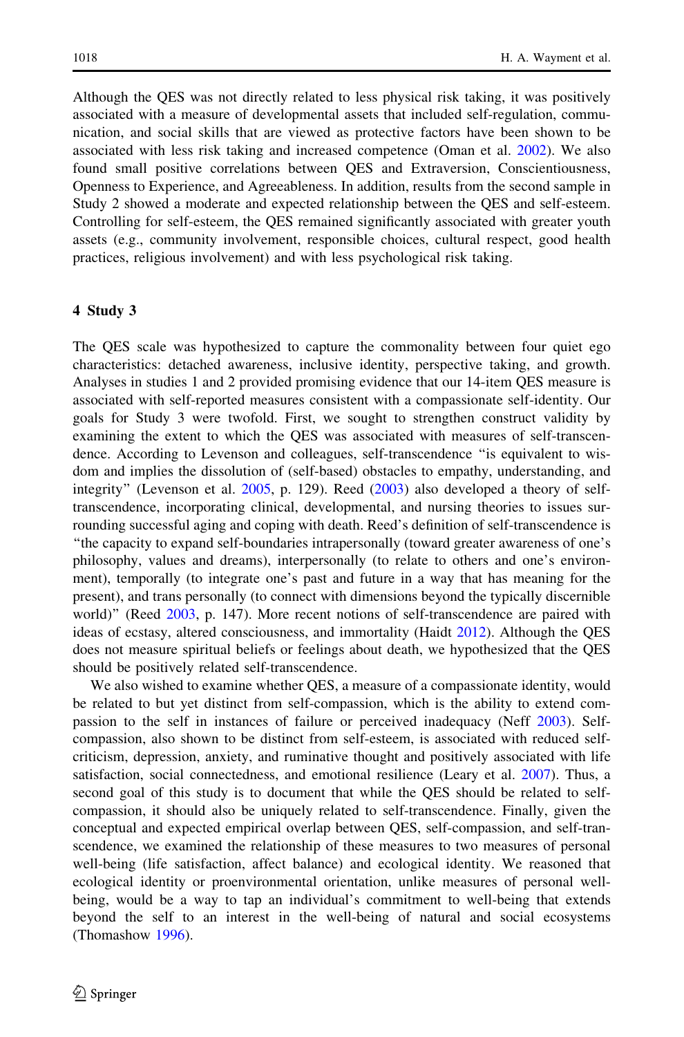Although the QES was not directly related to less physical risk taking, it was positively associated with a measure of developmental assets that included self-regulation, communication, and social skills that are viewed as protective factors have been shown to be associated with less risk taking and increased competence (Oman et al. 2002). We also found small positive correlations between QES and Extraversion, Conscientiousness, Openness to Experience, and Agreeableness. In addition, results from the second sample in Study 2 showed a moderate and expected relationship between the QES and self-esteem. Controlling for self-esteem, the QES remained significantly associated with greater youth assets (e.g., community involvement, responsible choices, cultural respect, good health practices, religious involvement) and with less psychological risk taking.

## 4 Study 3

The QES scale was hypothesized to capture the commonality between four quiet ego characteristics: detached awareness, inclusive identity, perspective taking, and growth. Analyses in studies 1 and 2 provided promising evidence that our 14-item QES measure is associated with self-reported measures consistent with a compassionate self-identity. Our goals for Study 3 were twofold. First, we sought to strengthen construct validity by examining the extent to which the QES was associated with measures of self-transcendence. According to Levenson and colleagues, self-transcendence "is equivalent to wisdom and implies the dissolution of (self-based) obstacles to empathy, understanding, and integrity" (Levenson et al. 2005, p. 129). Reed (2003) also developed a theory of self-transcendence, incorporating clinical, developmental, and nursing theories to issues surrounding successful aging and coping with death. Reed's definition of self-transcendence is "the capacity to expand self-boundaries intrapersonally (toward greater awareness of one's philosophy, values and dreams), interpersonally (to relate to others and one's environment), temporally (to integrate one's past and future in a way that has meaning for the present), and trans personally (to connect with dimensions beyond the typically discernible world)" (Reed 2003, p. 147). More recent notions of self-transcendence are paired with ideas of ecstasy, altered consciousness, and immortality (Haidt 2012). Although the QES does not measure spiritual beliefs or feelings about death, we hypothesized that the QES should be positively related self-transcendence.

We also wished to examine whether QES, a measure of a compassionate identity, would be related to but yet distinct from self-compassion, which is the ability to extend compassion to the self in instances of failure or perceived inadequacy (Neff 2003). Self-compassion, also shown to be distinct from self-esteem, is associated with reduced self-criticism, depression, anxiety, and ruminative thought and positively associated with life satisfaction, social connectedness, and emotional resilience (Leary et al. 2007). Thus, a second goal of this study is to document that while the QES should be related to self-compassion, it should also be uniquely related to self-transcendence. Finally, given the conceptual and expected empirical overlap between QES, self-compassion, and self-transcendence, we examined the relationship of these measures to two measures of personal well-being (life satisfaction, affect balance) and ecological identity. We reasoned that ecological identity or proenvironmental orientation, unlike measures of personal well-being, would be a way to tap an individual's commitment to well-being that extends beyond the self to an interest in the well-being of natural and social ecosystems (Thomashow 1996).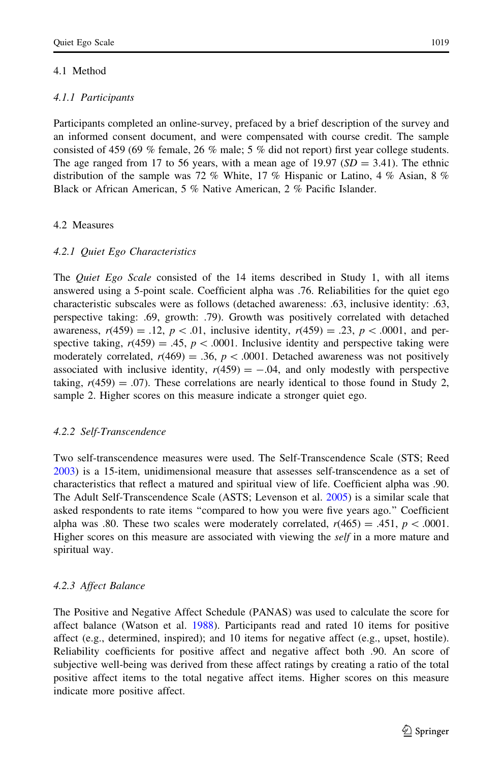### 4.1 Method

#### 4.1.1 Participants

Participants completed an online-survey, prefaced by a brief description of the survey and an informed consent document, and were compensated with course credit. The sample consisted of 459 (69 % female, 26 % male; 5 % did not report) first year college students. The age ranged from 17 to 56 years, with a mean age of 19.97 ($SD = 3.41$). The ethnic distribution of the sample was 72 % White, 17 % Hispanic or Latino, 4 % Asian, 8 % Black or African American, 5 % Native American, 2 % Pacific Islander.

### 4.2 Measures

#### 4.2.1 Quiet Ego Characteristics

The *Quiet Ego Scale* consisted of the 14 items described in Study 1, with all items answered using a 5-point scale. Coefficient alpha was .76. Reliabilities for the quiet ego characteristic subscales were as follows (detached awareness: .63, inclusive identity: .63, perspective taking: .69, growth: .79). Growth was positively correlated with detached awareness, $r(459) = .12$, $p < .01$, inclusive identity, $r(459) = .23$, $p < .0001$, and perspective taking, $r(459) = .45$, $p < .0001$. Inclusive identity and perspective taking were moderately correlated, $r(469) = .36$, $p < .0001$. Detached awareness was not positively associated with inclusive identity, $r(459) = -.04$, and only modestly with perspective taking, $r(459) = .07$). These correlations are nearly identical to those found in Study 2, sample 2. Higher scores on this measure indicate a stronger quiet ego.

#### 4.2.2 Self-Transcendence

Two self-transcendence measures were used. The Self-Transcendence Scale (STS; Reed 2003) is a 15-item, unidimensional measure that assesses self-transcendence as a set of characteristics that reflect a matured and spiritual view of life. Coefficient alpha was .90. The Adult Self-Transcendence Scale (ASTS; Levenson et al. 2005) is a similar scale that asked respondents to rate items "compared to how you were five years ago." Coefficient alpha was .80. These two scales were moderately correlated, $r(465) = .451$, $p < .0001$. Higher scores on this measure are associated with viewing the *self* in a more mature and spiritual way.

#### 4.2.3 Affect Balance

The Positive and Negative Affect Schedule (PANAS) was used to calculate the score for affect balance (Watson et al. 1988). Participants read and rated 10 items for positive affect (e.g., determined, inspired); and 10 items for negative affect (e.g., upset, hostile). Reliability coefficients for positive affect and negative affect both .90. An score of subjective well-being was derived from these affect ratings by creating a ratio of the total positive affect items to the total negative affect items. Higher scores on this measure indicate more positive affect.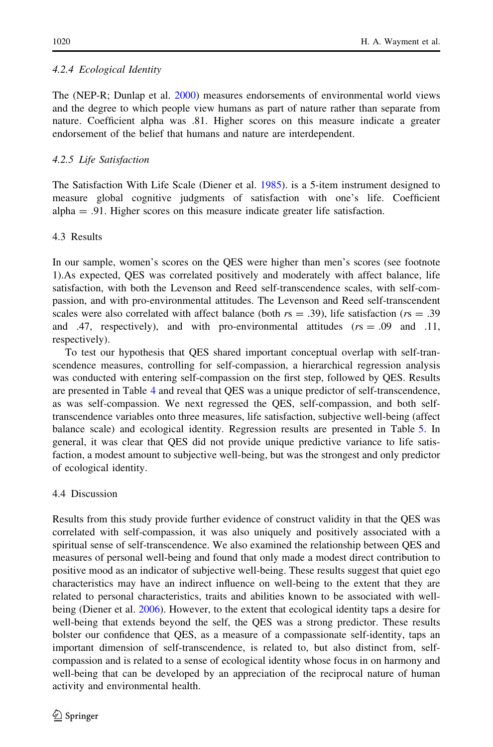#### 4.2.4 Ecological Identity

The (NEP-R; Dunlap et al. 2000) measures endorsements of environmental world views and the degree to which people view humans as part of nature rather than separate from nature. Coefficient alpha was .81. Higher scores on this measure indicate a greater endorsement of the belief that humans and nature are interdependent.

#### 4.2.5 Life Satisfaction

The Satisfaction With Life Scale (Diener et al. 1985). is a 5-item instrument designed to measure global cognitive judgments of satisfaction with one's life. Coefficient alpha = .91. Higher scores on this measure indicate greater life satisfaction.

### 4.3 Results

In our sample, women's scores on the QES were higher than men's scores (see footnote 1).As expected, QES was correlated positively and moderately with affect balance, life satisfaction, with both the Levenson and Reed self-transcendence scales, with self-compassion, and with pro-environmental attitudes. The Levenson and Reed self-transcendent scales were also correlated with affect balance (both $rs = .39$), life satisfaction ($rs = .39$ and .47, respectively), and with pro-environmental attitudes ($rs = .09$ and .11, respectively).

To test our hypothesis that QES shared important conceptual overlap with self-transcendence measures, controlling for self-compassion, a hierarchical regression analysis was conducted with entering self-compassion on the first step, followed by QES. Results are presented in Table 4 and reveal that QES was a unique predictor of self-transcendence, as was self-compassion. We next regressed the QES, self-compassion, and both self-transcendence variables onto three measures, life satisfaction, subjective well-being (affect balance scale) and ecological identity. Regression results are presented in Table 5. In general, it was clear that QES did not provide unique predictive variance to life satisfaction, a modest amount to subjective well-being, but was the strongest and only predictor of ecological identity.

### 4.4 Discussion

Results from this study provide further evidence of construct validity in that the QES was correlated with self-compassion, it was also uniquely and positively associated with a spiritual sense of self-transcendence. We also examined the relationship between QES and measures of personal well-being and found that only made a modest direct contribution to positive mood as an indicator of subjective well-being. These results suggest that quiet ego characteristics may have an indirect influence on well-being to the extent that they are related to personal characteristics, traits and abilities known to be associated with well-being (Diener et al. 2006). However, to the extent that ecological identity taps a desire for well-being that extends beyond the self, the QES was a strong predictor. These results bolster our confidence that QES, as a measure of a compassionate self-identity, taps an important dimension of self-transcendence, is related to, but also distinct from, self-compassion and is related to a sense of ecological identity whose focus in on harmony and well-being that can be developed by an appreciation of the reciprocal nature of human activity and environmental health.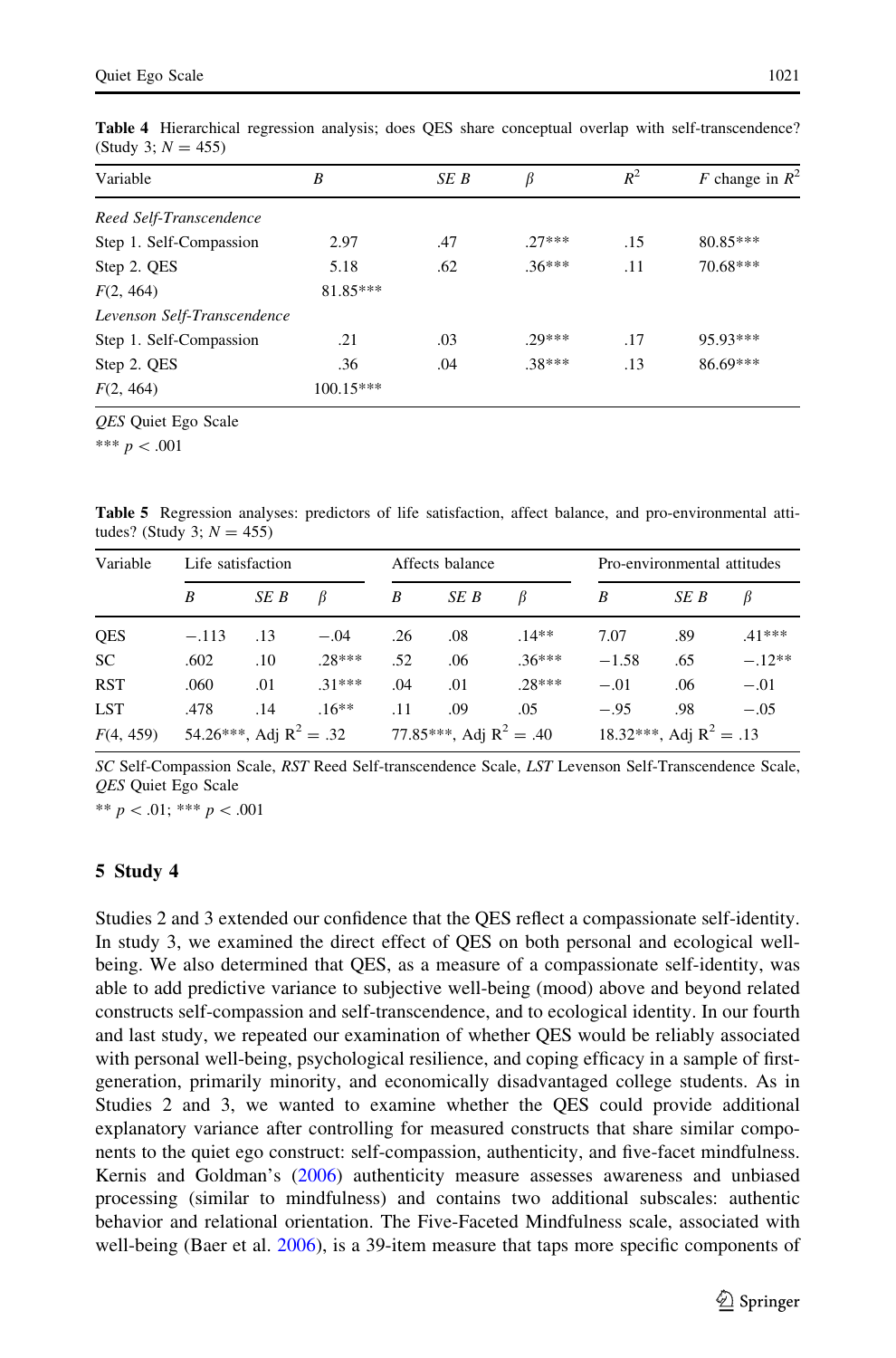**Table 4** Hierarchical regression analysis; does QES share conceptual overlap with self-transcendence? (Study 3; $N = 455$)

| Variable | $B$ | $SE\ B$ | $\beta$ | $R^2$ | $F$ change in $R^2$ |
|---|---|---|---|---|---|
| *Reed Self-Transcendence* | | | | | |
| Step 1. Self-Compassion | 2.97 | .47 | .27*** | .15 | 80.85*** |
| Step 2. QES | 5.18 | .62 | .36*** | .11 | 70.68*** |
| $F(2, 464)$ | 81.85*** | | | | |
| *Levenson Self-Transcendence* | | | | | |
| Step 1. Self-Compassion | .21 | .03 | .29*** | .17 | 95.93*** |
| Step 2. QES | .36 | .04 | .38*** | .13 | 86.69*** |
| $F(2, 464)$ | 100.15*** | | | | |

*QES* Quiet Ego Scale

*** $p < .001$

**Table 5** Regression analyses: predictors of life satisfaction, affect balance, and pro-environmental attitudes? (Study 3; $N = 455$)

| Variable | Life satisfaction | | | Affects balance | | | Pro-environmental attitudes | | |
|---|---|---|---|---|---|---|---|---|---|
| | $B$ | $SE\ B$ | $\beta$ | $B$ | $SE\ B$ | $\beta$ | $B$ | $SE\ B$ | $\beta$ |
| QES | −.113 | .13 | −.04 | .26 | .08 | .14** | 7.07 | .89 | .41*** |
| SC | .602 | .10 | .28*** | .52 | .06 | .36*** | −1.58 | .65 | −.12** |
| RST | .060 | .01 | .31*** | .04 | .01 | .28*** | −.01 | .06 | −.01 |
| LST | .478 | .14 | .16** | .11 | .09 | .05 | −.95 | .98 | −.05 |
| $F(4, 459)$ | 54.26***, Adj $R^2 = .32$ | | | 77.85***, Adj $R^2 = .40$ | | | 18.32***, Adj $R^2 = .13$ | | |

*SC* Self-Compassion Scale, *RST* Reed Self-transcendence Scale, *LST* Levenson Self-Transcendence Scale, *QES* Quiet Ego Scale

** $p < .01$; *** $p < .001$

## 5 Study 4

Studies 2 and 3 extended our confidence that the QES reflect a compassionate self-identity. In study 3, we examined the direct effect of QES on both personal and ecological well-being. We also determined that QES, as a measure of a compassionate self-identity, was able to add predictive variance to subjective well-being (mood) above and beyond related constructs self-compassion and self-transcendence, and to ecological identity. In our fourth and last study, we repeated our examination of whether QES would be reliably associated with personal well-being, psychological resilience, and coping efficacy in a sample of first-generation, primarily minority, and economically disadvantaged college students. As in Studies 2 and 3, we wanted to examine whether the QES could provide additional explanatory variance after controlling for measured constructs that share similar components to the quiet ego construct: self-compassion, authenticity, and five-facet mindfulness. Kernis and Goldman's (2006) authenticity measure assesses awareness and unbiased processing (similar to mindfulness) and contains two additional subscales: authentic behavior and relational orientation. The Five-Faceted Mindfulness scale, associated with well-being (Baer et al. 2006), is a 39-item measure that taps more specific components of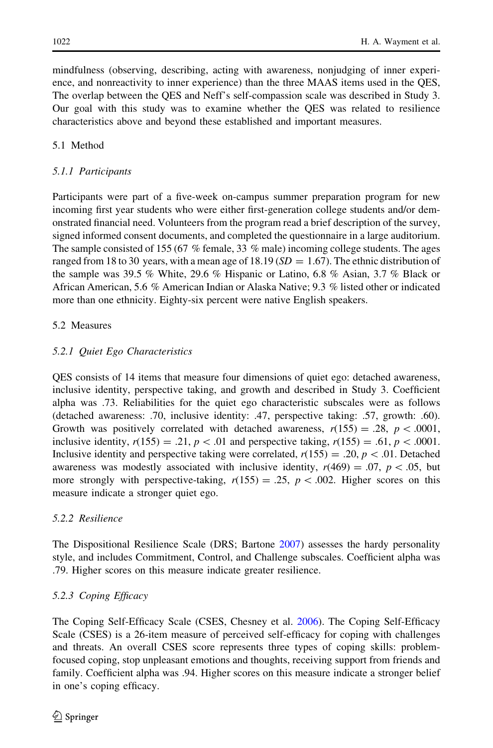mindfulness (observing, describing, acting with awareness, nonjudging of inner experience, and nonreactivity to inner experience) than the three MAAS items used in the QES, The overlap between the QES and Neff's self-compassion scale was described in Study 3. Our goal with this study was to examine whether the QES was related to resilience characteristics above and beyond these established and important measures.

## 5.1 Method

### *5.1.1 Participants*

Participants were part of a five-week on-campus summer preparation program for new incoming first year students who were either first-generation college students and/or demonstrated financial need. Volunteers from the program read a brief description of the survey, signed informed consent documents, and completed the questionnaire in a large auditorium. The sample consisted of 155 (67 % female, 33 % male) incoming college students. The ages ranged from 18 to 30 years, with a mean age of 18.19 ($SD = 1.67$). The ethnic distribution of the sample was 39.5 % White, 29.6 % Hispanic or Latino, 6.8 % Asian, 3.7 % Black or African American, 5.6 % American Indian or Alaska Native; 9.3 % listed other or indicated more than one ethnicity. Eighty-six percent were native English speakers.

## 5.2 Measures

### *5.2.1 Quiet Ego Characteristics*

QES consists of 14 items that measure four dimensions of quiet ego: detached awareness, inclusive identity, perspective taking, and growth and described in Study 3. Coefficient alpha was .73. Reliabilities for the quiet ego characteristic subscales were as follows (detached awareness: .70, inclusive identity: .47, perspective taking: .57, growth: .60). Growth was positively correlated with detached awareness, $r(155) = .28$, $p < .0001$, inclusive identity, $r(155) = .21$, $p < .01$ and perspective taking, $r(155) = .61$, $p < .0001$. Inclusive identity and perspective taking were correlated, $r(155) = .20$, $p < .01$. Detached awareness was modestly associated with inclusive identity, $r(469) = .07$, $p < .05$, but more strongly with perspective-taking, $r(155) = .25$, $p < .002$. Higher scores on this measure indicate a stronger quiet ego.

### *5.2.2 Resilience*

The Dispositional Resilience Scale (DRS; Bartone 2007) assesses the hardy personality style, and includes Commitment, Control, and Challenge subscales. Coefficient alpha was .79. Higher scores on this measure indicate greater resilience.

### *5.2.3 Coping Efficacy*

The Coping Self-Efficacy Scale (CSES, Chesney et al. 2006). The Coping Self-Efficacy Scale (CSES) is a 26-item measure of perceived self-efficacy for coping with challenges and threats. An overall CSES score represents three types of coping skills: problem-focused coping, stop unpleasant emotions and thoughts, receiving support from friends and family. Coefficient alpha was .94. Higher scores on this measure indicate a stronger belief in one's coping efficacy.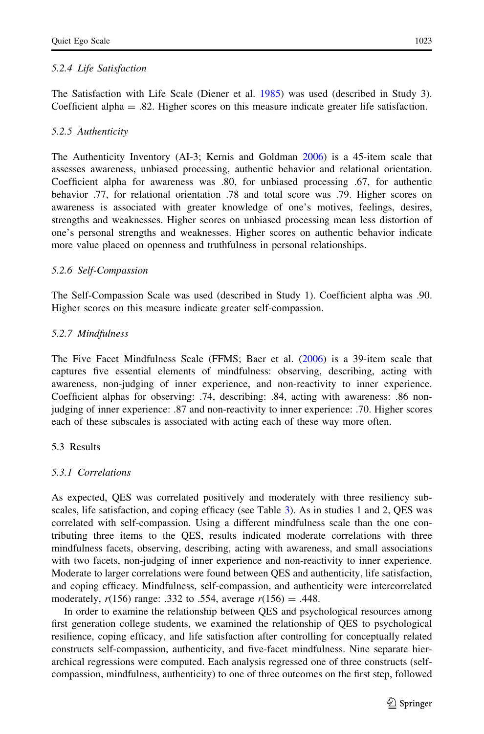#### 5.2.4 Life Satisfaction

The Satisfaction with Life Scale (Diener et al. 1985) was used (described in Study 3). Coefficient alpha = .82. Higher scores on this measure indicate greater life satisfaction.

#### 5.2.5 Authenticity

The Authenticity Inventory (AI-3; Kernis and Goldman 2006) is a 45-item scale that assesses awareness, unbiased processing, authentic behavior and relational orientation. Coefficient alpha for awareness was .80, for unbiased processing .67, for authentic behavior .77, for relational orientation .78 and total score was .79. Higher scores on awareness is associated with greater knowledge of one's motives, feelings, desires, strengths and weaknesses. Higher scores on unbiased processing mean less distortion of one's personal strengths and weaknesses. Higher scores on authentic behavior indicate more value placed on openness and truthfulness in personal relationships.

#### 5.2.6 Self-Compassion

The Self-Compassion Scale was used (described in Study 1). Coefficient alpha was .90. Higher scores on this measure indicate greater self-compassion.

#### 5.2.7 Mindfulness

The Five Facet Mindfulness Scale (FFMS; Baer et al. (2006) is a 39-item scale that captures five essential elements of mindfulness: observing, describing, acting with awareness, non-judging of inner experience, and non-reactivity to inner experience. Coefficient alphas for observing: .74, describing: .84, acting with awareness: .86 non-judging of inner experience: .87 and non-reactivity to inner experience: .70. Higher scores each of these subscales is associated with acting each of these way more often.

### 5.3 Results

#### 5.3.1 Correlations

As expected, QES was correlated positively and moderately with three resiliency subscales, life satisfaction, and coping efficacy (see Table 3). As in studies 1 and 2, QES was correlated with self-compassion. Using a different mindfulness scale than the one contributing three items to the QES, results indicated moderate correlations with three mindfulness facets, observing, describing, acting with awareness, and small associations with two facets, non-judging of inner experience and non-reactivity to inner experience. Moderate to larger correlations were found between QES and authenticity, life satisfaction, and coping efficacy. Mindfulness, self-compassion, and authenticity were intercorrelated moderately, $r(156)$ range: .332 to .554, average $r(156) = .448$.

In order to examine the relationship between QES and psychological resources among first generation college students, we examined the relationship of QES to psychological resilience, coping efficacy, and life satisfaction after controlling for conceptually related constructs self-compassion, authenticity, and five-facet mindfulness. Nine separate hierarchical regressions were computed. Each analysis regressed one of three constructs (self-compassion, mindfulness, authenticity) to one of three outcomes on the first step, followed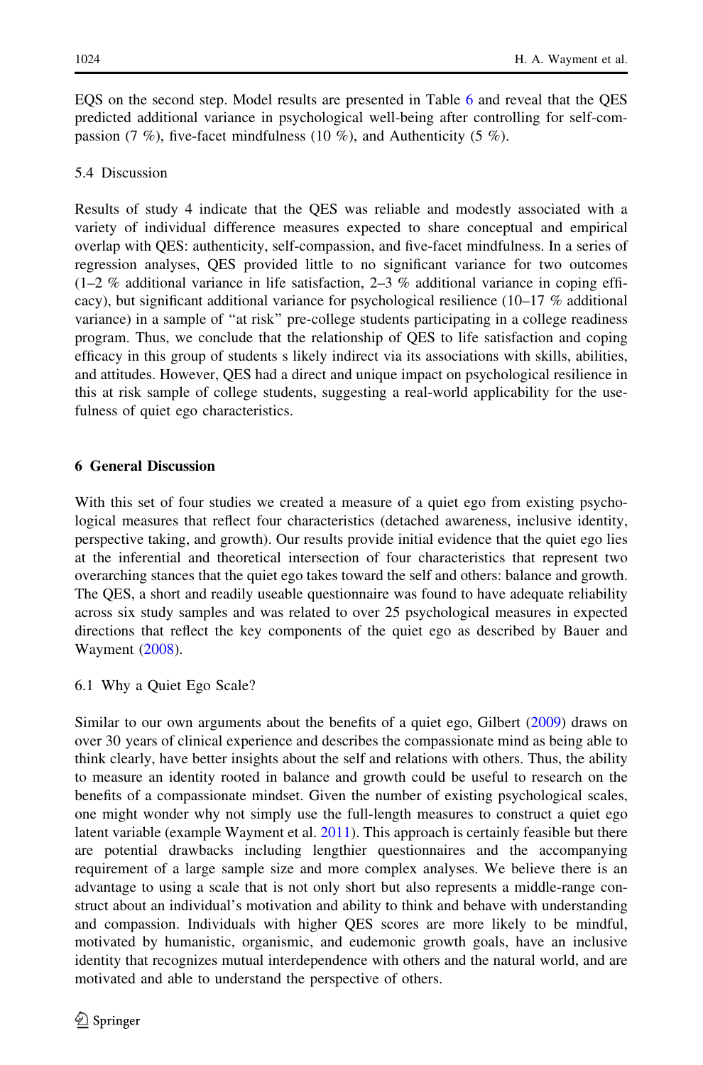EQS on the second step. Model results are presented in Table 6 and reveal that the QES predicted additional variance in psychological well-being after controlling for self-compassion (7 %), five-facet mindfulness (10 %), and Authenticity (5 %).

### 5.4 Discussion

Results of study 4 indicate that the QES was reliable and modestly associated with a variety of individual difference measures expected to share conceptual and empirical overlap with QES: authenticity, self-compassion, and five-facet mindfulness. In a series of regression analyses, QES provided little to no significant variance for two outcomes (1–2 % additional variance in life satisfaction, 2–3 % additional variance in coping efficacy), but significant additional variance for psychological resilience (10–17 % additional variance) in a sample of "at risk" pre-college students participating in a college readiness program. Thus, we conclude that the relationship of QES to life satisfaction and coping efficacy in this group of students s likely indirect via its associations with skills, abilities, and attitudes. However, QES had a direct and unique impact on psychological resilience in this at risk sample of college students, suggesting a real-world applicability for the usefulness of quiet ego characteristics.

## 6 General Discussion

With this set of four studies we created a measure of a quiet ego from existing psychological measures that reflect four characteristics (detached awareness, inclusive identity, perspective taking, and growth). Our results provide initial evidence that the quiet ego lies at the inferential and theoretical intersection of four characteristics that represent two overarching stances that the quiet ego takes toward the self and others: balance and growth. The QES, a short and readily useable questionnaire was found to have adequate reliability across six study samples and was related to over 25 psychological measures in expected directions that reflect the key components of the quiet ego as described by Bauer and Wayment (2008).

### 6.1 Why a Quiet Ego Scale?

Similar to our own arguments about the benefits of a quiet ego, Gilbert (2009) draws on over 30 years of clinical experience and describes the compassionate mind as being able to think clearly, have better insights about the self and relations with others. Thus, the ability to measure an identity rooted in balance and growth could be useful to research on the benefits of a compassionate mindset. Given the number of existing psychological scales, one might wonder why not simply use the full-length measures to construct a quiet ego latent variable (example Wayment et al. 2011). This approach is certainly feasible but there are potential drawbacks including lengthier questionnaires and the accompanying requirement of a large sample size and more complex analyses. We believe there is an advantage to using a scale that is not only short but also represents a middle-range construct about an individual's motivation and ability to think and behave with understanding and compassion. Individuals with higher QES scores are more likely to be mindful, motivated by humanistic, organismic, and eudemonic growth goals, have an inclusive identity that recognizes mutual interdependence with others and the natural world, and are motivated and able to understand the perspective of others.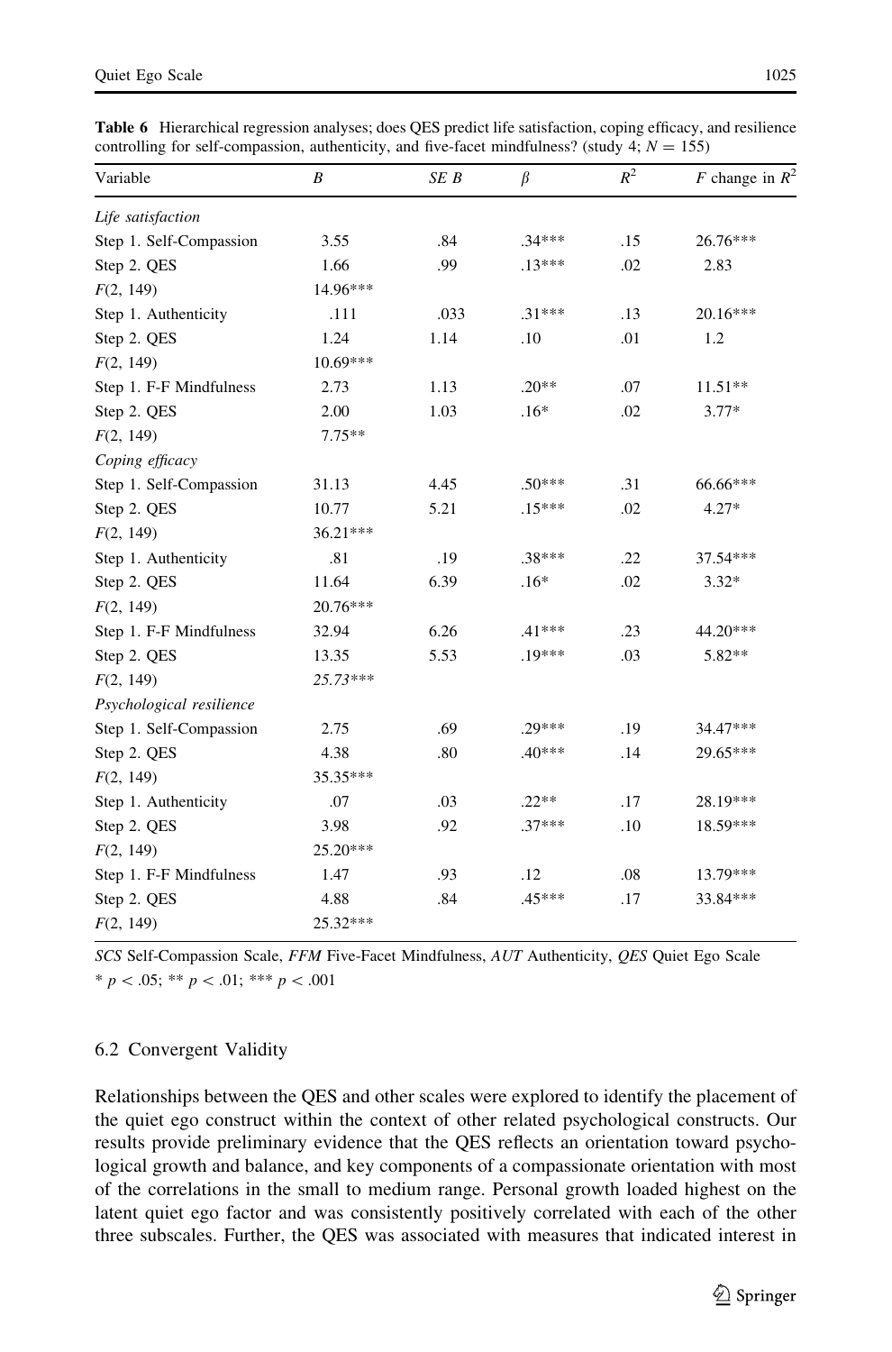**Table 6** Hierarchical regression analyses; does QES predict life satisfaction, coping efficacy, and resilience controlling for self-compassion, authenticity, and five-facet mindfulness? (study 4; $N = 155$)

| Variable | $B$ | $SE\ B$ | $\beta$ | $R^2$ | $F$ change in $R^2$ |
|---|---|---|---|---|---|
| *Life satisfaction* | | | | | |
| Step 1. Self-Compassion | 3.55 | .84 | .34*** | .15 | 26.76*** |
| Step 2. QES | 1.66 | .99 | .13*** | .02 | 2.83 |
| $F(2, 149)$ | 14.96*** | | | | |
| Step 1. Authenticity | .111 | .033 | .31*** | .13 | 20.16*** |
| Step 2. QES | 1.24 | 1.14 | .10 | .01 | 1.2 |
| $F(2, 149)$ | 10.69*** | | | | |
| Step 1. F-F Mindfulness | 2.73 | 1.13 | .20** | .07 | 11.51** |
| Step 2. QES | 2.00 | 1.03 | .16* | .02 | 3.77* |
| $F(2, 149)$ | 7.75** | | | | |
| *Coping efficacy* | | | | | |
| Step 1. Self-Compassion | 31.13 | 4.45 | .50*** | .31 | 66.66*** |
| Step 2. QES | 10.77 | 5.21 | .15*** | .02 | 4.27* |
| $F(2, 149)$ | 36.21*** | | | | |
| Step 1. Authenticity | .81 | .19 | .38*** | .22 | 37.54*** |
| Step 2. QES | 11.64 | 6.39 | .16* | .02 | 3.32* |
| $F(2, 149)$ | 20.76*** | | | | |
| Step 1. F-F Mindfulness | 32.94 | 6.26 | .41*** | .23 | 44.20*** |
| Step 2. QES | 13.35 | 5.53 | .19*** | .03 | 5.82** |
| $F(2, 149)$ | *25.73**** | | | | |
| *Psychological resilience* | | | | | |
| Step 1. Self-Compassion | 2.75 | .69 | .29*** | .19 | 34.47*** |
| Step 2. QES | 4.38 | .80 | .40*** | .14 | 29.65*** |
| $F(2, 149)$ | 35.35*** | | | | |
| Step 1. Authenticity | .07 | .03 | .22** | .17 | 28.19*** |
| Step 2. QES | 3.98 | .92 | .37*** | .10 | 18.59*** |
| $F(2, 149)$ | 25.20*** | | | | |
| Step 1. F-F Mindfulness | 1.47 | .93 | .12 | .08 | 13.79*** |
| Step 2. QES | 4.88 | .84 | .45*** | .17 | 33.84*** |
| $F(2, 149)$ | 25.32*** | | | | |

*SCS* Self-Compassion Scale, *FFM* Five-Facet Mindfulness, *AUT* Authenticity, *QES* Quiet Ego Scale

* $p < .05$; ** $p < .01$; *** $p < .001$

### 6.2 Convergent Validity

Relationships between the QES and other scales were explored to identify the placement of the quiet ego construct within the context of other related psychological constructs. Our results provide preliminary evidence that the QES reflects an orientation toward psychological growth and balance, and key components of a compassionate orientation with most of the correlations in the small to medium range. Personal growth loaded highest on the latent quiet ego factor and was consistently positively correlated with each of the other three subscales. Further, the QES was associated with measures that indicated interest in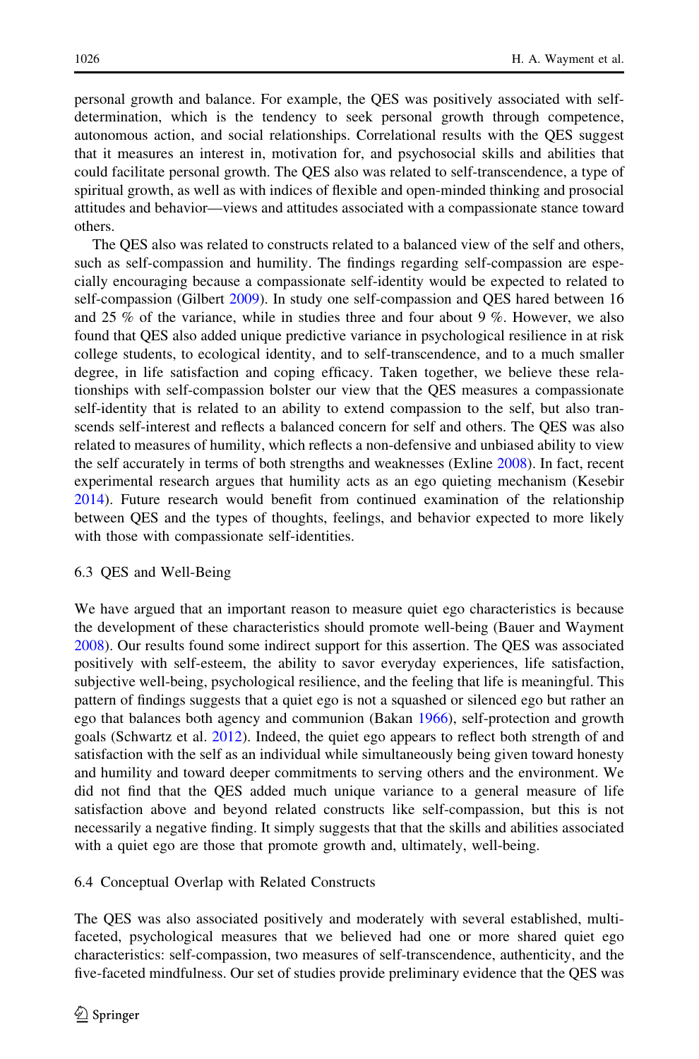personal growth and balance. For example, the QES was positively associated with self-determination, which is the tendency to seek personal growth through competence, autonomous action, and social relationships. Correlational results with the QES suggest that it measures an interest in, motivation for, and psychosocial skills and abilities that could facilitate personal growth. The QES also was related to self-transcendence, a type of spiritual growth, as well as with indices of flexible and open-minded thinking and prosocial attitudes and behavior—views and attitudes associated with a compassionate stance toward others.

The QES also was related to constructs related to a balanced view of the self and others, such as self-compassion and humility. The findings regarding self-compassion are especially encouraging because a compassionate self-identity would be expected to related to self-compassion (Gilbert 2009). In study one self-compassion and QES hared between 16 and 25 % of the variance, while in studies three and four about 9 %. However, we also found that QES also added unique predictive variance in psychological resilience in at risk college students, to ecological identity, and to self-transcendence, and to a much smaller degree, in life satisfaction and coping efficacy. Taken together, we believe these relationships with self-compassion bolster our view that the QES measures a compassionate self-identity that is related to an ability to extend compassion to the self, but also transcends self-interest and reflects a balanced concern for self and others. The QES was also related to measures of humility, which reflects a non-defensive and unbiased ability to view the self accurately in terms of both strengths and weaknesses (Exline 2008). In fact, recent experimental research argues that humility acts as an ego quieting mechanism (Kesebir 2014). Future research would benefit from continued examination of the relationship between QES and the types of thoughts, feelings, and behavior expected to more likely with those with compassionate self-identities.

### 6.3 QES and Well-Being

We have argued that an important reason to measure quiet ego characteristics is because the development of these characteristics should promote well-being (Bauer and Wayment 2008). Our results found some indirect support for this assertion. The QES was associated positively with self-esteem, the ability to savor everyday experiences, life satisfaction, subjective well-being, psychological resilience, and the feeling that life is meaningful. This pattern of findings suggests that a quiet ego is not a squashed or silenced ego but rather an ego that balances both agency and communion (Bakan 1966), self-protection and growth goals (Schwartz et al. 2012). Indeed, the quiet ego appears to reflect both strength of and satisfaction with the self as an individual while simultaneously being given toward honesty and humility and toward deeper commitments to serving others and the environment. We did not find that the QES added much unique variance to a general measure of life satisfaction above and beyond related constructs like self-compassion, but this is not necessarily a negative finding. It simply suggests that that the skills and abilities associated with a quiet ego are those that promote growth and, ultimately, well-being.

### 6.4 Conceptual Overlap with Related Constructs

The QES was also associated positively and moderately with several established, multi-faceted, psychological measures that we believed had one or more shared quiet ego characteristics: self-compassion, two measures of self-transcendence, authenticity, and the five-faceted mindfulness. Our set of studies provide preliminary evidence that the QES was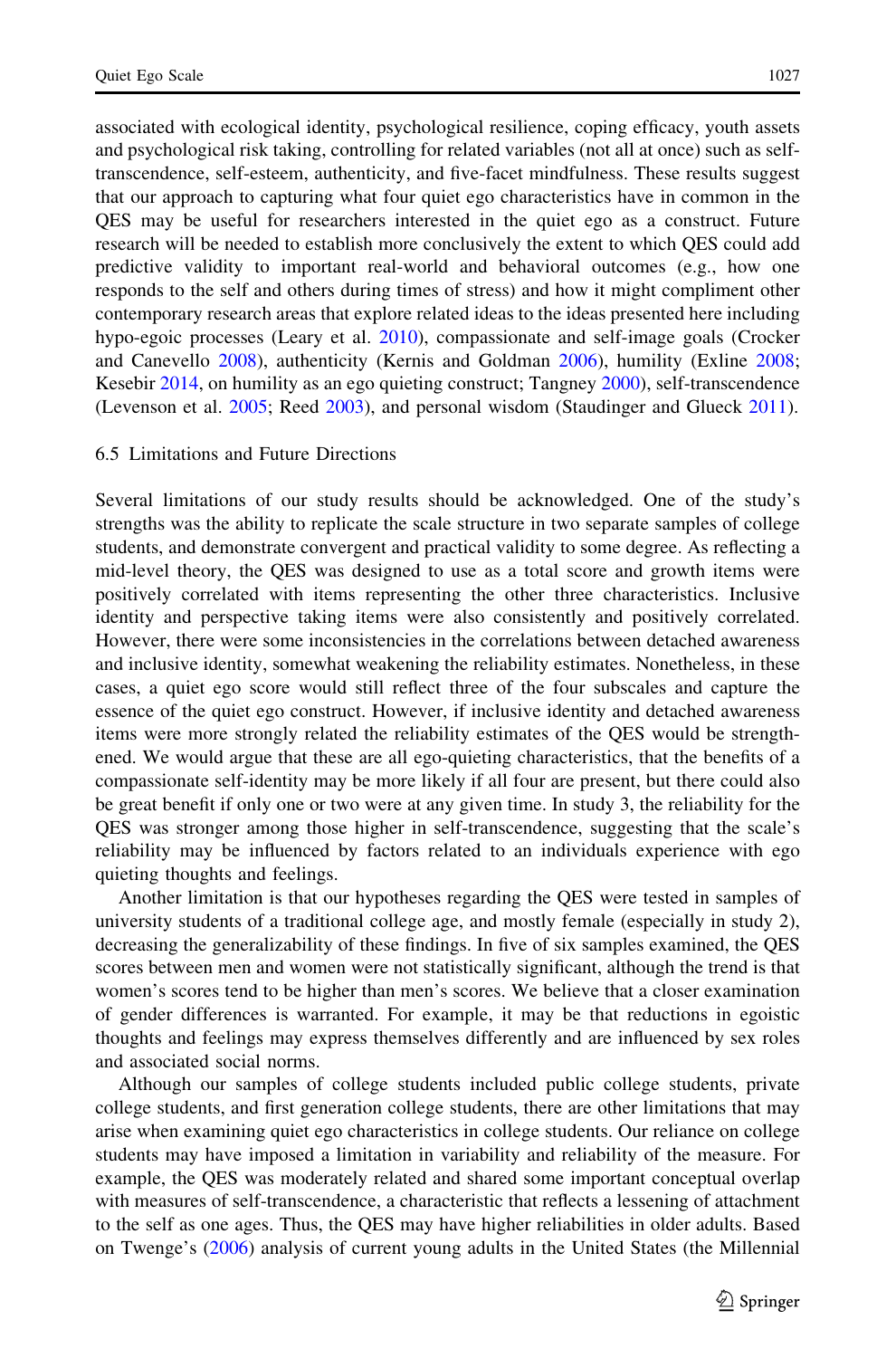associated with ecological identity, psychological resilience, coping efficacy, youth assets and psychological risk taking, controlling for related variables (not all at once) such as self-transcendence, self-esteem, authenticity, and five-facet mindfulness. These results suggest that our approach to capturing what four quiet ego characteristics have in common in the QES may be useful for researchers interested in the quiet ego as a construct. Future research will be needed to establish more conclusively the extent to which QES could add predictive validity to important real-world and behavioral outcomes (e.g., how one responds to the self and others during times of stress) and how it might compliment other contemporary research areas that explore related ideas to the ideas presented here including hypo-egoic processes (Leary et al. 2010), compassionate and self-image goals (Crocker and Canevello 2008), authenticity (Kernis and Goldman 2006), humility (Exline 2008; Kesebir 2014, on humility as an ego quieting construct; Tangney 2000), self-transcendence (Levenson et al. 2005; Reed 2003), and personal wisdom (Staudinger and Glueck 2011).

### 6.5 Limitations and Future Directions

Several limitations of our study results should be acknowledged. One of the study's strengths was the ability to replicate the scale structure in two separate samples of college students, and demonstrate convergent and practical validity to some degree. As reflecting a mid-level theory, the QES was designed to use as a total score and growth items were positively correlated with items representing the other three characteristics. Inclusive identity and perspective taking items were also consistently and positively correlated. However, there were some inconsistencies in the correlations between detached awareness and inclusive identity, somewhat weakening the reliability estimates. Nonetheless, in these cases, a quiet ego score would still reflect three of the four subscales and capture the essence of the quiet ego construct. However, if inclusive identity and detached awareness items were more strongly related the reliability estimates of the QES would be strengthened. We would argue that these are all ego-quieting characteristics, that the benefits of a compassionate self-identity may be more likely if all four are present, but there could also be great benefit if only one or two were at any given time. In study 3, the reliability for the QES was stronger among those higher in self-transcendence, suggesting that the scale's reliability may be influenced by factors related to an individuals experience with ego quieting thoughts and feelings.

Another limitation is that our hypotheses regarding the QES were tested in samples of university students of a traditional college age, and mostly female (especially in study 2), decreasing the generalizability of these findings. In five of six samples examined, the QES scores between men and women were not statistically significant, although the trend is that women's scores tend to be higher than men's scores. We believe that a closer examination of gender differences is warranted. For example, it may be that reductions in egoistic thoughts and feelings may express themselves differently and are influenced by sex roles and associated social norms.

Although our samples of college students included public college students, private college students, and first generation college students, there are other limitations that may arise when examining quiet ego characteristics in college students. Our reliance on college students may have imposed a limitation in variability and reliability of the measure. For example, the QES was moderately related and shared some important conceptual overlap with measures of self-transcendence, a characteristic that reflects a lessening of attachment to the self as one ages. Thus, the QES may have higher reliabilities in older adults. Based on Twenge's (2006) analysis of current young adults in the United States (the Millennial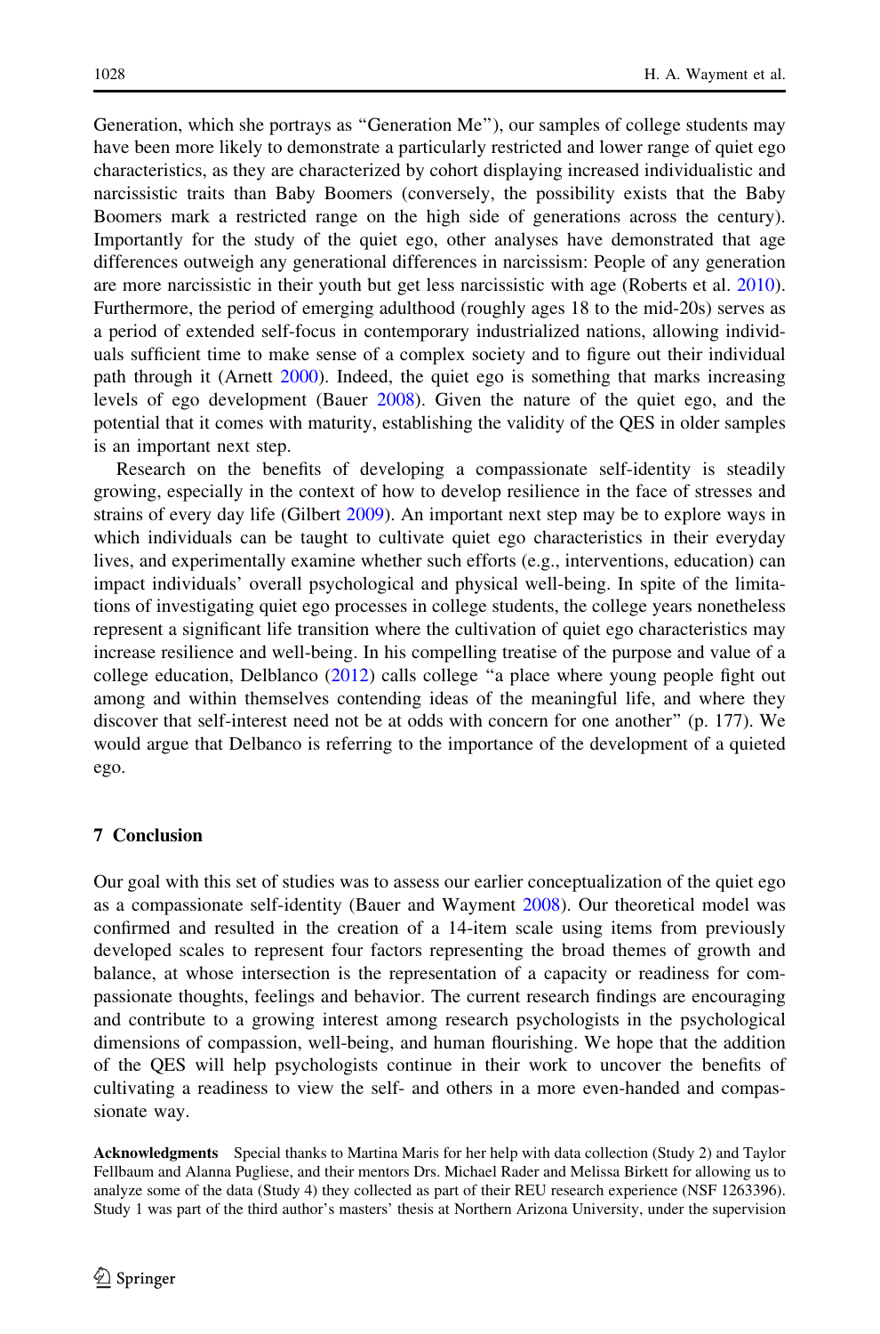Generation, which she portrays as "Generation Me"), our samples of college students may have been more likely to demonstrate a particularly restricted and lower range of quiet ego characteristics, as they are characterized by cohort displaying increased individualistic and narcissistic traits than Baby Boomers (conversely, the possibility exists that the Baby Boomers mark a restricted range on the high side of generations across the century). Importantly for the study of the quiet ego, other analyses have demonstrated that age differences outweigh any generational differences in narcissism: People of any generation are more narcissistic in their youth but get less narcissistic with age (Roberts et al. 2010). Furthermore, the period of emerging adulthood (roughly ages 18 to the mid-20s) serves as a period of extended self-focus in contemporary industrialized nations, allowing individuals sufficient time to make sense of a complex society and to figure out their individual path through it (Arnett 2000). Indeed, the quiet ego is something that marks increasing levels of ego development (Bauer 2008). Given the nature of the quiet ego, and the potential that it comes with maturity, establishing the validity of the QES in older samples is an important next step.

Research on the benefits of developing a compassionate self-identity is steadily growing, especially in the context of how to develop resilience in the face of stresses and strains of every day life (Gilbert 2009). An important next step may be to explore ways in which individuals can be taught to cultivate quiet ego characteristics in their everyday lives, and experimentally examine whether such efforts (e.g., interventions, education) can impact individuals' overall psychological and physical well-being. In spite of the limitations of investigating quiet ego processes in college students, the college years nonetheless represent a significant life transition where the cultivation of quiet ego characteristics may increase resilience and well-being. In his compelling treatise of the purpose and value of a college education, Delblanco (2012) calls college "a place where young people fight out among and within themselves contending ideas of the meaningful life, and where they discover that self-interest need not be at odds with concern for one another" (p. 177). We would argue that Delbanco is referring to the importance of the development of a quieted ego.

## 7 Conclusion

Our goal with this set of studies was to assess our earlier conceptualization of the quiet ego as a compassionate self-identity (Bauer and Wayment 2008). Our theoretical model was confirmed and resulted in the creation of a 14-item scale using items from previously developed scales to represent four factors representing the broad themes of growth and balance, at whose intersection is the representation of a capacity or readiness for compassionate thoughts, feelings and behavior. The current research findings are encouraging and contribute to a growing interest among research psychologists in the psychological dimensions of compassion, well-being, and human flourishing. We hope that the addition of the QES will help psychologists continue in their work to uncover the benefits of cultivating a readiness to view the self- and others in a more even-handed and compassionate way.

**Acknowledgments** Special thanks to Martina Maris for her help with data collection (Study 2) and Taylor Fellbaum and Alanna Pugliese, and their mentors Drs. Michael Rader and Melissa Birkett for allowing us to analyze some of the data (Study 4) they collected as part of their REU research experience (NSF 1263396). Study 1 was part of the third author's masters' thesis at Northern Arizona University, under the supervision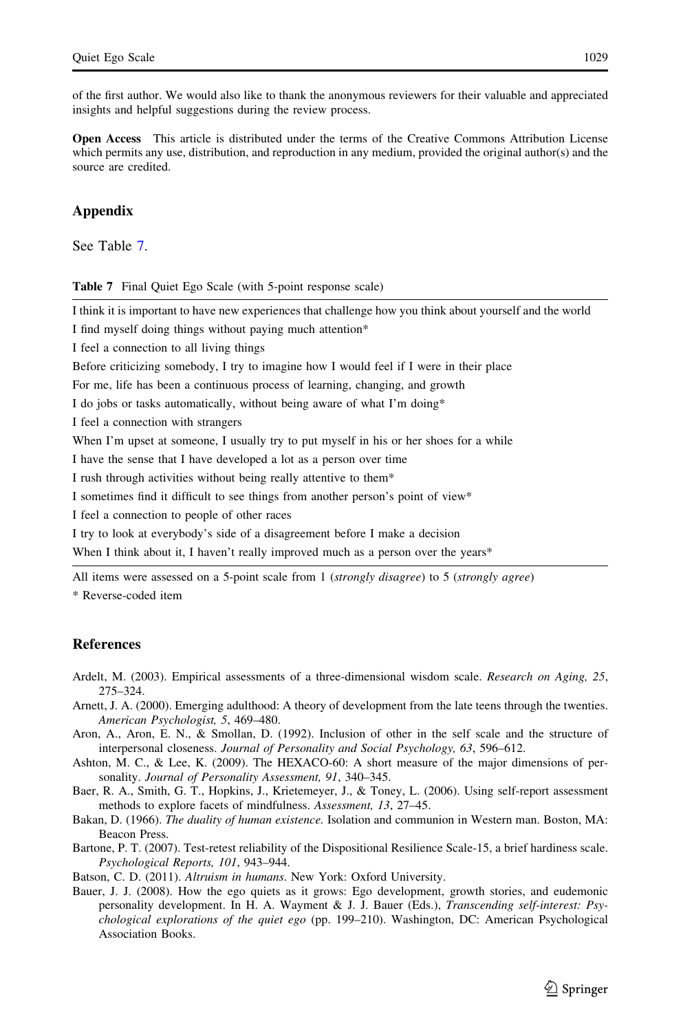of the first author. We would also like to thank the anonymous reviewers for their valuable and appreciated insights and helpful suggestions during the review process.

**Open Access** This article is distributed under the terms of the Creative Commons Attribution License which permits any use, distribution, and reproduction in any medium, provided the original author(s) and the source are credited.

## Appendix

See Table 7.

**Table 7** Final Quiet Ego Scale (with 5-point response scale)

| |
|---|
| I think it is important to have new experiences that challenge how you think about yourself and the world |
| I find myself doing things without paying much attention* |
| I feel a connection to all living things |
| Before criticizing somebody, I try to imagine how I would feel if I were in their place |
| For me, life has been a continuous process of learning, changing, and growth |
| I do jobs or tasks automatically, without being aware of what I'm doing* |
| I feel a connection with strangers |
| When I'm upset at someone, I usually try to put myself in his or her shoes for a while |
| I have the sense that I have developed a lot as a person over time |
| I rush through activities without being really attentive to them* |
| I sometimes find it difficult to see things from another person's point of view* |
| I feel a connection to people of other races |
| I try to look at everybody's side of a disagreement before I make a decision |
| When I think about it, I haven't really improved much as a person over the years* |

All items were assessed on a 5-point scale from 1 (*strongly disagree*) to 5 (*strongly agree*)

* Reverse-coded item

## References

Ardelt, M. (2003). Empirical assessments of a three-dimensional wisdom scale. *Research on Aging, 25*, 275–324.

Arnett, J. A. (2000). Emerging adulthood: A theory of development from the late teens through the twenties. *American Psychologist, 5*, 469–480.

Aron, A., Aron, E. N., & Smollan, D. (1992). Inclusion of other in the self scale and the structure of interpersonal closeness. *Journal of Personality and Social Psychology, 63*, 596–612.

Ashton, M. C., & Lee, K. (2009). The HEXACO-60: A short measure of the major dimensions of personality. *Journal of Personality Assessment, 91*, 340–345.

Baer, R. A., Smith, G. T., Hopkins, J., Krietemeyer, J., & Toney, L. (2006). Using self-report assessment methods to explore facets of mindfulness. *Assessment, 13*, 27–45.

Bakan, D. (1966). *The duality of human existence.* Isolation and communion in Western man. Boston, MA: Beacon Press.

Bartone, P. T. (2007). Test-retest reliability of the Dispositional Resilience Scale-15, a brief hardiness scale. *Psychological Reports, 101*, 943–944.

Batson, C. D. (2011). *Altruism in humans*. New York: Oxford University.

Bauer, J. J. (2008). How the ego quiets as it grows: Ego development, growth stories, and eudemonic personality development. In H. A. Wayment & J. J. Bauer (Eds.), *Transcending self-interest: Psychological explorations of the quiet ego* (pp. 199–210). Washington, DC: American Psychological Association Books.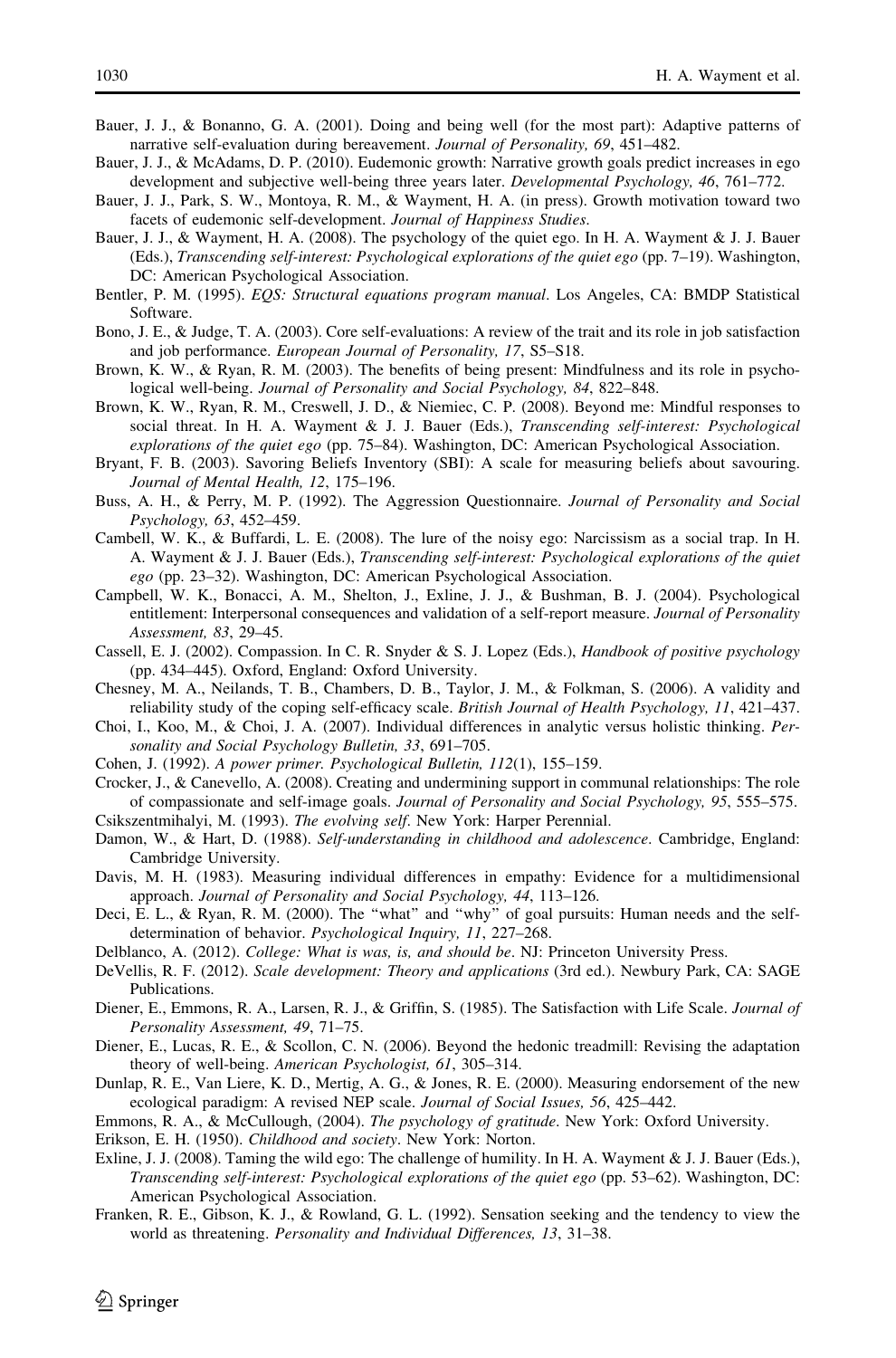Bauer, J. J., & Bonanno, G. A. (2001). Doing and being well (for the most part): Adaptive patterns of narrative self-evaluation during bereavement. *Journal of Personality, 69*, 451–482.

Bauer, J. J., & McAdams, D. P. (2010). Eudemonic growth: Narrative growth goals predict increases in ego development and subjective well-being three years later. *Developmental Psychology, 46*, 761–772.

Bauer, J. J., Park, S. W., Montoya, R. M., & Wayment, H. A. (in press). Growth motivation toward two facets of eudemonic self-development. *Journal of Happiness Studies*.

Bauer, J. J., & Wayment, H. A. (2008). The psychology of the quiet ego. In H. A. Wayment & J. J. Bauer (Eds.), *Transcending self-interest: Psychological explorations of the quiet ego* (pp. 7–19). Washington, DC: American Psychological Association.

Bentler, P. M. (1995). *EQS: Structural equations program manual*. Los Angeles, CA: BMDP Statistical Software.

Bono, J. E., & Judge, T. A. (2003). Core self-evaluations: A review of the trait and its role in job satisfaction and job performance. *European Journal of Personality, 17*, S5–S18.

Brown, K. W., & Ryan, R. M. (2003). The benefits of being present: Mindfulness and its role in psychological well-being. *Journal of Personality and Social Psychology, 84*, 822–848.

Brown, K. W., Ryan, R. M., Creswell, J. D., & Niemiec, C. P. (2008). Beyond me: Mindful responses to social threat. In H. A. Wayment & J. J. Bauer (Eds.), *Transcending self-interest: Psychological explorations of the quiet ego* (pp. 75–84). Washington, DC: American Psychological Association.

Bryant, F. B. (2003). Savoring Beliefs Inventory (SBI): A scale for measuring beliefs about savouring. *Journal of Mental Health, 12*, 175–196.

Buss, A. H., & Perry, M. P. (1992). The Aggression Questionnaire. *Journal of Personality and Social Psychology, 63*, 452–459.

Cambell, W. K., & Buffardi, L. E. (2008). The lure of the noisy ego: Narcissism as a social trap. In H. A. Wayment & J. J. Bauer (Eds.), *Transcending self-interest: Psychological explorations of the quiet ego* (pp. 23–32). Washington, DC: American Psychological Association.

Campbell, W. K., Bonacci, A. M., Shelton, J., Exline, J. J., & Bushman, B. J. (2004). Psychological entitlement: Interpersonal consequences and validation of a self-report measure. *Journal of Personality Assessment, 83*, 29–45.

Cassell, E. J. (2002). Compassion. In C. R. Snyder & S. J. Lopez (Eds.), *Handbook of positive psychology* (pp. 434–445). Oxford, England: Oxford University.

Chesney, M. A., Neilands, T. B., Chambers, D. B., Taylor, J. M., & Folkman, S. (2006). A validity and reliability study of the coping self-efficacy scale. *British Journal of Health Psychology, 11*, 421–437.

Choi, I., Koo, M., & Choi, J. A. (2007). Individual differences in analytic versus holistic thinking. *Personality and Social Psychology Bulletin, 33*, 691–705.

Cohen, J. (1992). *A power primer. Psychological Bulletin, 112*(1), 155–159.

Crocker, J., & Canevello, A. (2008). Creating and undermining support in communal relationships: The role of compassionate and self-image goals. *Journal of Personality and Social Psychology, 95*, 555–575.

Csikszentmihalyi, M. (1993). *The evolving self*. New York: Harper Perennial.

Damon, W., & Hart, D. (1988). *Self-understanding in childhood and adolescence*. Cambridge, England: Cambridge University.

Davis, M. H. (1983). Measuring individual differences in empathy: Evidence for a multidimensional approach. *Journal of Personality and Social Psychology, 44*, 113–126.

Deci, E. L., & Ryan, R. M. (2000). The "what" and "why" of goal pursuits: Human needs and the self-determination of behavior. *Psychological Inquiry, 11*, 227–268.

Delblanco, A. (2012). *College: What is was, is, and should be*. NJ: Princeton University Press.

DeVellis, R. F. (2012). *Scale development: Theory and applications* (3rd ed.). Newbury Park, CA: SAGE Publications.

Diener, E., Emmons, R. A., Larsen, R. J., & Griffin, S. (1985). The Satisfaction with Life Scale. *Journal of Personality Assessment, 49*, 71–75.

Diener, E., Lucas, R. E., & Scollon, C. N. (2006). Beyond the hedonic treadmill: Revising the adaptation theory of well-being. *American Psychologist, 61*, 305–314.

Dunlap, R. E., Van Liere, K. D., Mertig, A. G., & Jones, R. E. (2000). Measuring endorsement of the new ecological paradigm: A revised NEP scale. *Journal of Social Issues, 56*, 425–442.

Emmons, R. A., & McCullough, (2004). *The psychology of gratitude*. New York: Oxford University.

Erikson, E. H. (1950). *Childhood and society*. New York: Norton.

Exline, J. J. (2008). Taming the wild ego: The challenge of humility. In H. A. Wayment & J. J. Bauer (Eds.), *Transcending self-interest: Psychological explorations of the quiet ego* (pp. 53–62). Washington, DC: American Psychological Association.

Franken, R. E., Gibson, K. J., & Rowland, G. L. (1992). Sensation seeking and the tendency to view the world as threatening. *Personality and Individual Differences, 13*, 31–38.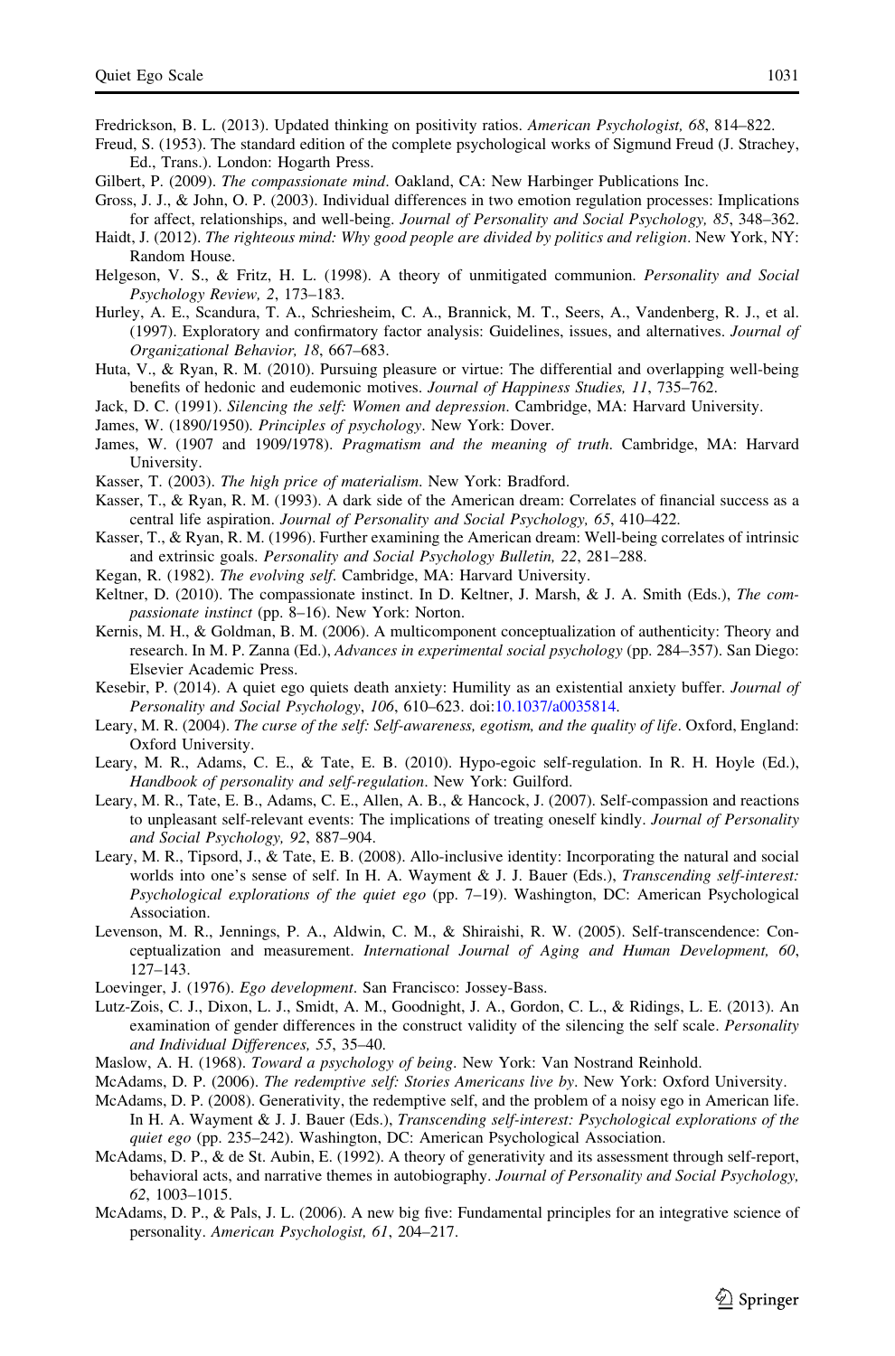Fredrickson, B. L. (2013). Updated thinking on positivity ratios. *American Psychologist, 68*, 814–822.

Freud, S. (1953). The standard edition of the complete psychological works of Sigmund Freud (J. Strachey, Ed., Trans.). London: Hogarth Press.

Gilbert, P. (2009). *The compassionate mind*. Oakland, CA: New Harbinger Publications Inc.

Gross, J. J., & John, O. P. (2003). Individual differences in two emotion regulation processes: Implications for affect, relationships, and well-being. *Journal of Personality and Social Psychology, 85*, 348–362.

Haidt, J. (2012). *The righteous mind: Why good people are divided by politics and religion*. New York, NY: Random House.

Helgeson, V. S., & Fritz, H. L. (1998). A theory of unmitigated communion. *Personality and Social Psychology Review, 2*, 173–183.

Hurley, A. E., Scandura, T. A., Schriesheim, C. A., Brannick, M. T., Seers, A., Vandenberg, R. J., et al. (1997). Exploratory and confirmatory factor analysis: Guidelines, issues, and alternatives. *Journal of Organizational Behavior, 18*, 667–683.

Huta, V., & Ryan, R. M. (2010). Pursuing pleasure or virtue: The differential and overlapping well-being benefits of hedonic and eudemonic motives. *Journal of Happiness Studies, 11*, 735–762.

Jack, D. C. (1991). *Silencing the self: Women and depression*. Cambridge, MA: Harvard University.

James, W. (1890/1950). *Principles of psychology*. New York: Dover.

James, W. (1907 and 1909/1978). *Pragmatism and the meaning of truth*. Cambridge, MA: Harvard University.

Kasser, T. (2003). *The high price of materialism*. New York: Bradford.

Kasser, T., & Ryan, R. M. (1993). A dark side of the American dream: Correlates of financial success as a central life aspiration. *Journal of Personality and Social Psychology, 65*, 410–422.

Kasser, T., & Ryan, R. M. (1996). Further examining the American dream: Well-being correlates of intrinsic and extrinsic goals. *Personality and Social Psychology Bulletin, 22*, 281–288.

Kegan, R. (1982). *The evolving self*. Cambridge, MA: Harvard University.

Keltner, D. (2010). The compassionate instinct. In D. Keltner, J. Marsh, & J. A. Smith (Eds.), *The compassionate instinct* (pp. 8–16). New York: Norton.

Kernis, M. H., & Goldman, B. M. (2006). A multicomponent conceptualization of authenticity: Theory and research. In M. P. Zanna (Ed.), *Advances in experimental social psychology* (pp. 284–357). San Diego: Elsevier Academic Press.

Kesebir, P. (2014). A quiet ego quiets death anxiety: Humility as an existential anxiety buffer. *Journal of Personality and Social Psychology*, *106*, 610–623. doi:10.1037/a0035814.

Leary, M. R. (2004). *The curse of the self: Self-awareness, egotism, and the quality of life*. Oxford, England: Oxford University.

Leary, M. R., Adams, C. E., & Tate, E. B. (2010). Hypo-egoic self-regulation. In R. H. Hoyle (Ed.), *Handbook of personality and self-regulation*. New York: Guilford.

Leary, M. R., Tate, E. B., Adams, C. E., Allen, A. B., & Hancock, J. (2007). Self-compassion and reactions to unpleasant self-relevant events: The implications of treating oneself kindly. *Journal of Personality and Social Psychology, 92*, 887–904.

Leary, M. R., Tipsord, J., & Tate, E. B. (2008). Allo-inclusive identity: Incorporating the natural and social worlds into one's sense of self. In H. A. Wayment & J. J. Bauer (Eds.), *Transcending self-interest: Psychological explorations of the quiet ego* (pp. 7–19). Washington, DC: American Psychological Association.

Levenson, M. R., Jennings, P. A., Aldwin, C. M., & Shiraishi, R. W. (2005). Self-transcendence: Conceptualization and measurement. *International Journal of Aging and Human Development, 60*, 127–143.

Loevinger, J. (1976). *Ego development*. San Francisco: Jossey-Bass.

Lutz-Zois, C. J., Dixon, L. J., Smidt, A. M., Goodnight, J. A., Gordon, C. L., & Ridings, L. E. (2013). An examination of gender differences in the construct validity of the silencing the self scale. *Personality and Individual Differences, 55*, 35–40.

Maslow, A. H. (1968). *Toward a psychology of being*. New York: Van Nostrand Reinhold.

McAdams, D. P. (2006). *The redemptive self: Stories Americans live by*. New York: Oxford University.

McAdams, D. P. (2008). Generativity, the redemptive self, and the problem of a noisy ego in American life. In H. A. Wayment & J. J. Bauer (Eds.), *Transcending self-interest: Psychological explorations of the quiet ego* (pp. 235–242). Washington, DC: American Psychological Association.

McAdams, D. P., & de St. Aubin, E. (1992). A theory of generativity and its assessment through self-report, behavioral acts, and narrative themes in autobiography. *Journal of Personality and Social Psychology, 62*, 1003–1015.

McAdams, D. P., & Pals, J. L. (2006). A new big five: Fundamental principles for an integrative science of personality. *American Psychologist, 61*, 204–217.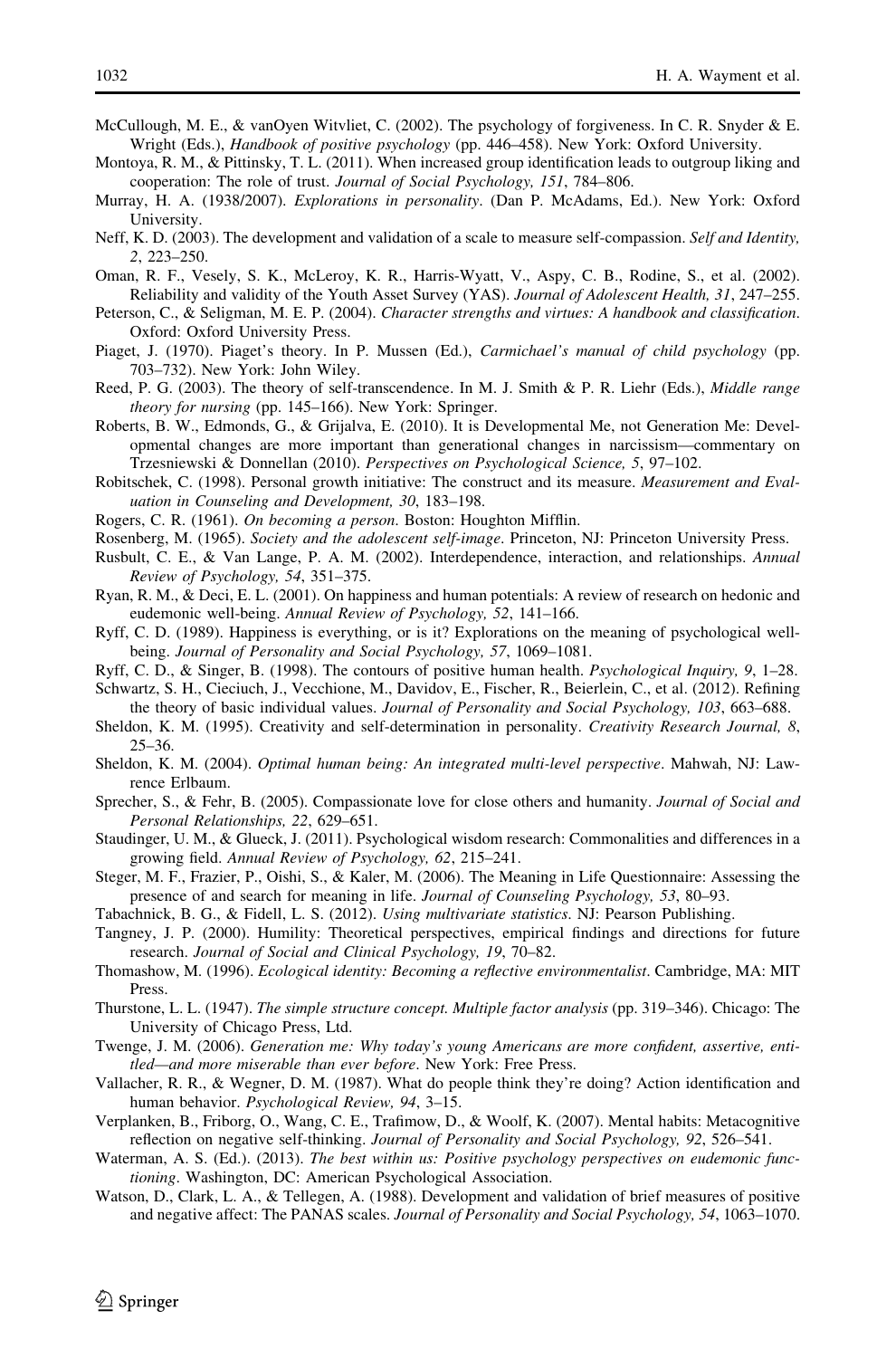McCullough, M. E., & vanOyen Witvliet, C. (2002). The psychology of forgiveness. In C. R. Snyder & E. Wright (Eds.), *Handbook of positive psychology* (pp. 446–458). New York: Oxford University.

Montoya, R. M., & Pittinsky, T. L. (2011). When increased group identification leads to outgroup liking and cooperation: The role of trust. *Journal of Social Psychology, 151*, 784–806.

Murray, H. A. (1938/2007). *Explorations in personality*. (Dan P. McAdams, Ed.). New York: Oxford University.

Neff, K. D. (2003). The development and validation of a scale to measure self-compassion. *Self and Identity, 2*, 223–250.

Oman, R. F., Vesely, S. K., McLeroy, K. R., Harris-Wyatt, V., Aspy, C. B., Rodine, S., et al. (2002). Reliability and validity of the Youth Asset Survey (YAS). *Journal of Adolescent Health, 31*, 247–255.

Peterson, C., & Seligman, M. E. P. (2004). *Character strengths and virtues: A handbook and classification*. Oxford: Oxford University Press.

Piaget, J. (1970). Piaget's theory. In P. Mussen (Ed.), *Carmichael's manual of child psychology* (pp. 703–732). New York: John Wiley.

Reed, P. G. (2003). The theory of self-transcendence. In M. J. Smith & P. R. Liehr (Eds.), *Middle range theory for nursing* (pp. 145–166). New York: Springer.

Roberts, B. W., Edmonds, G., & Grijalva, E. (2010). It is Developmental Me, not Generation Me: Developmental changes are more important than generational changes in narcissism—commentary on Trzesniewski & Donnellan (2010). *Perspectives on Psychological Science, 5*, 97–102.

Robitschek, C. (1998). Personal growth initiative: The construct and its measure. *Measurement and Evaluation in Counseling and Development, 30*, 183–198.

Rogers, C. R. (1961). *On becoming a person*. Boston: Houghton Mifflin.

Rosenberg, M. (1965). *Society and the adolescent self-image*. Princeton, NJ: Princeton University Press.

Rusbult, C. E., & Van Lange, P. A. M. (2002). Interdependence, interaction, and relationships. *Annual Review of Psychology, 54*, 351–375.

Ryan, R. M., & Deci, E. L. (2001). On happiness and human potentials: A review of research on hedonic and eudemonic well-being. *Annual Review of Psychology, 52*, 141–166.

Ryff, C. D. (1989). Happiness is everything, or is it? Explorations on the meaning of psychological well-being. *Journal of Personality and Social Psychology, 57*, 1069–1081.

Ryff, C. D., & Singer, B. (1998). The contours of positive human health. *Psychological Inquiry, 9*, 1–28.

Schwartz, S. H., Cieciuch, J., Vecchione, M., Davidov, E., Fischer, R., Beierlein, C., et al. (2012). Refining the theory of basic individual values. *Journal of Personality and Social Psychology, 103*, 663–688.

Sheldon, K. M. (1995). Creativity and self-determination in personality. *Creativity Research Journal, 8*, 25–36.

Sheldon, K. M. (2004). *Optimal human being: An integrated multi-level perspective*. Mahwah, NJ: Lawrence Erlbaum.

Sprecher, S., & Fehr, B. (2005). Compassionate love for close others and humanity. *Journal of Social and Personal Relationships, 22*, 629–651.

Staudinger, U. M., & Glueck, J. (2011). Psychological wisdom research: Commonalities and differences in a growing field. *Annual Review of Psychology, 62*, 215–241.

Steger, M. F., Frazier, P., Oishi, S., & Kaler, M. (2006). The Meaning in Life Questionnaire: Assessing the presence of and search for meaning in life. *Journal of Counseling Psychology, 53*, 80–93.

Tabachnick, B. G., & Fidell, L. S. (2012). *Using multivariate statistics*. NJ: Pearson Publishing.

Tangney, J. P. (2000). Humility: Theoretical perspectives, empirical findings and directions for future research. *Journal of Social and Clinical Psychology, 19*, 70–82.

Thomashow, M. (1996). *Ecological identity: Becoming a reflective environmentalist*. Cambridge, MA: MIT Press.

Thurstone, L. L. (1947). *The simple structure concept. Multiple factor analysis* (pp. 319–346). Chicago: The University of Chicago Press, Ltd.

Twenge, J. M. (2006). *Generation me: Why today's young Americans are more confident, assertive, entitled—and more miserable than ever before*. New York: Free Press.

Vallacher, R. R., & Wegner, D. M. (1987). What do people think they're doing? Action identification and human behavior. *Psychological Review, 94*, 3–15.

Verplanken, B., Friborg, O., Wang, C. E., Trafimow, D., & Woolf, K. (2007). Mental habits: Metacognitive reflection on negative self-thinking. *Journal of Personality and Social Psychology, 92*, 526–541.

Waterman, A. S. (Ed.). (2013). *The best within us: Positive psychology perspectives on eudemonic functioning*. Washington, DC: American Psychological Association.

Watson, D., Clark, L. A., & Tellegen, A. (1988). Development and validation of brief measures of positive and negative affect: The PANAS scales. *Journal of Personality and Social Psychology, 54*, 1063–1070.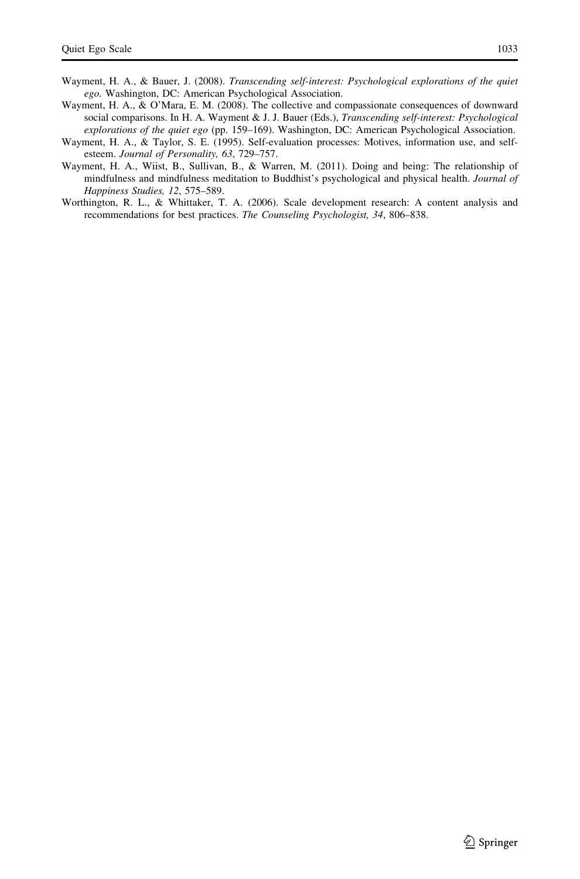Wayment, H. A., & Bauer, J. (2008). *Transcending self-interest: Psychological explorations of the quiet ego*. Washington, DC: American Psychological Association.

Wayment, H. A., & O'Mara, E. M. (2008). The collective and compassionate consequences of downward social comparisons. In H. A. Wayment & J. J. Bauer (Eds.), *Transcending self-interest: Psychological explorations of the quiet ego* (pp. 159–169). Washington, DC: American Psychological Association.

Wayment, H. A., & Taylor, S. E. (1995). Self-evaluation processes: Motives, information use, and self-esteem. *Journal of Personality, 63*, 729–757.

Wayment, H. A., Wiist, B., Sullivan, B., & Warren, M. (2011). Doing and being: The relationship of mindfulness and mindfulness meditation to Buddhist's psychological and physical health. *Journal of Happiness Studies, 12*, 575–589.

Worthington, R. L., & Whittaker, T. A. (2006). Scale development research: A content analysis and recommendations for best practices. *The Counseling Psychologist, 34*, 806–838.